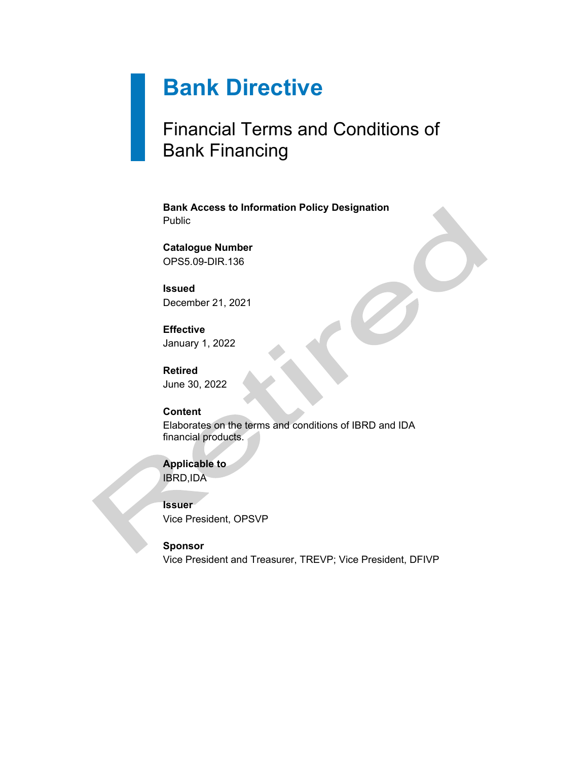# Bank Directive

## Financial Terms and Conditions of Bank Financing

**Bank Access to Information Policy Designation**
Public

**Catalogue Number**
OPS5.09-DIR.136

**Issued**
December 21, 2021

**Effective**
January 1, 2022

**Retired**
June 30, 2022

**Content**
Elaborates on the terms and conditions of IBRD and IDA financial products.

**Applicable to**
IBRD,IDA

**Issuer**
Vice President, OPSVP

**Sponsor**
Vice President and Treasurer, TREVP; Vice President, DFIVP

Retired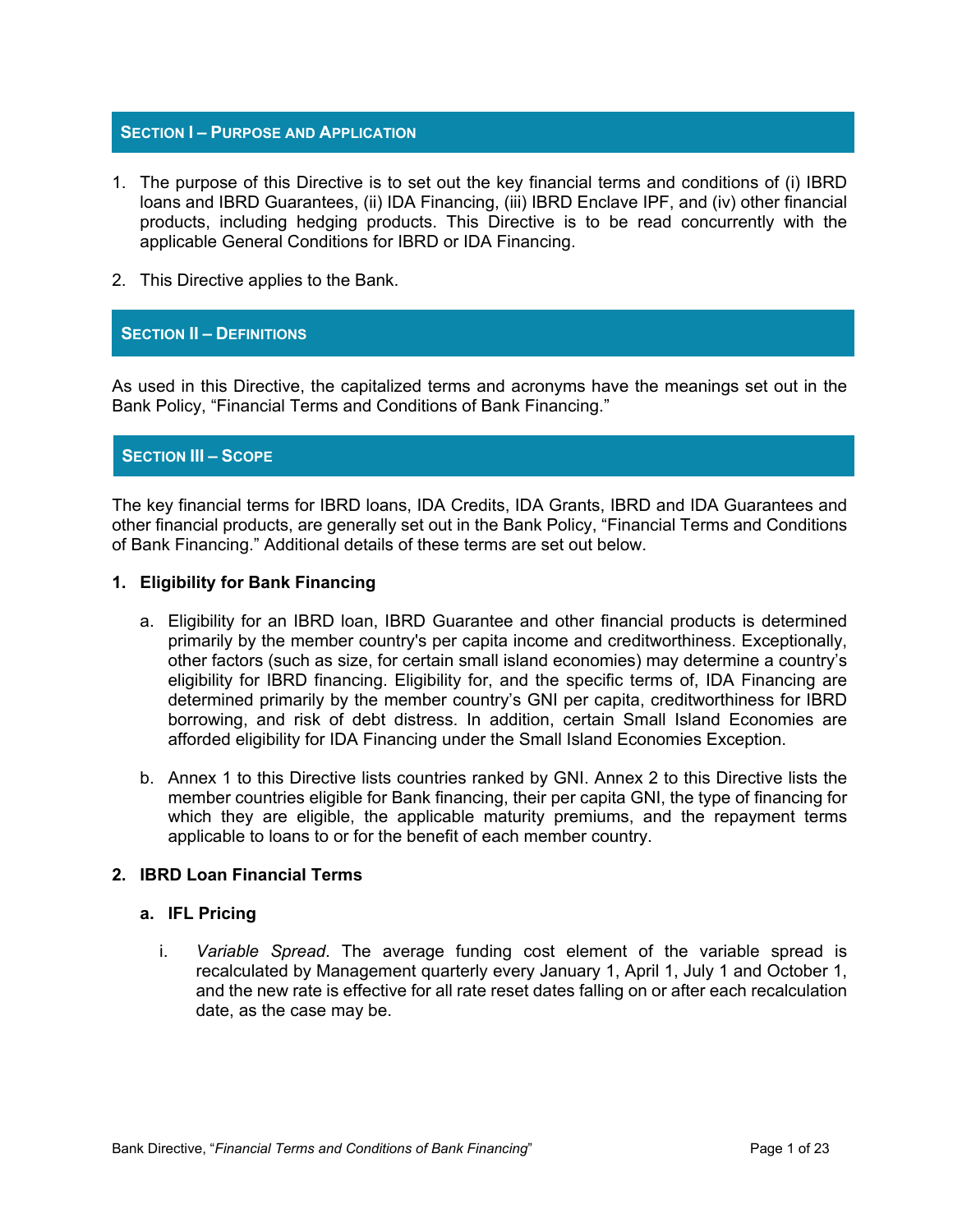## SECTION I – PURPOSE AND APPLICATION

1. The purpose of this Directive is to set out the key financial terms and conditions of (i) IBRD loans and IBRD Guarantees, (ii) IDA Financing, (iii) IBRD Enclave IPF, and (iv) other financial products, including hedging products. This Directive is to be read concurrently with the applicable General Conditions for IBRD or IDA Financing.

2. This Directive applies to the Bank.

## SECTION II – DEFINITIONS

As used in this Directive, the capitalized terms and acronyms have the meanings set out in the Bank Policy, "Financial Terms and Conditions of Bank Financing."

## SECTION III – SCOPE

The key financial terms for IBRD loans, IDA Credits, IDA Grants, IBRD and IDA Guarantees and other financial products, are generally set out in the Bank Policy, "Financial Terms and Conditions of Bank Financing." Additional details of these terms are set out below.

### 1. Eligibility for Bank Financing

a. Eligibility for an IBRD loan, IBRD Guarantee and other financial products is determined primarily by the member country's per capita income and creditworthiness. Exceptionally, other factors (such as size, for certain small island economies) may determine a country's eligibility for IBRD financing. Eligibility for, and the specific terms of, IDA Financing are determined primarily by the member country's GNI per capita, creditworthiness for IBRD borrowing, and risk of debt distress. In addition, certain Small Island Economies are afforded eligibility for IDA Financing under the Small Island Economies Exception.

b. Annex 1 to this Directive lists countries ranked by GNI. Annex 2 to this Directive lists the member countries eligible for Bank financing, their per capita GNI, the type of financing for which they are eligible, the applicable maturity premiums, and the repayment terms applicable to loans to or for the benefit of each member country.

### 2. IBRD Loan Financial Terms

#### a. IFL Pricing

i. *Variable Spread*. The average funding cost element of the variable spread is recalculated by Management quarterly every January 1, April 1, July 1 and October 1, and the new rate is effective for all rate reset dates falling on or after each recalculation date, as the case may be.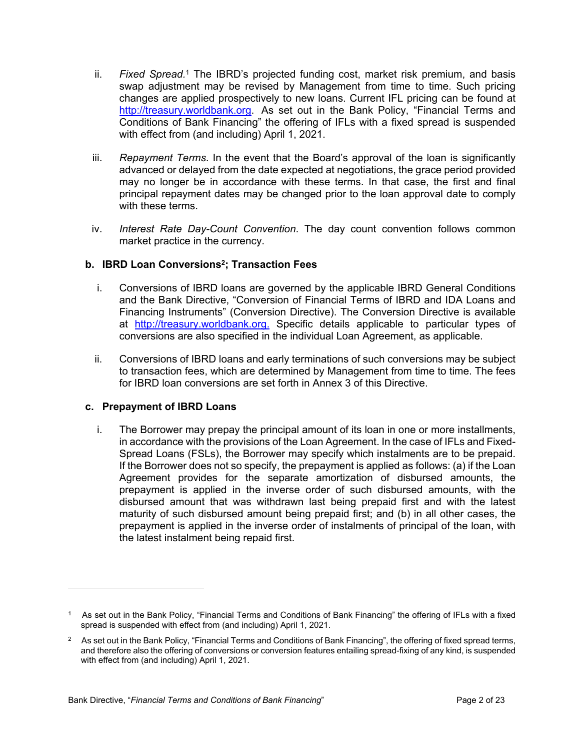ii. *Fixed Spread.*[1] The IBRD's projected funding cost, market risk premium, and basis swap adjustment may be revised by Management from time to time. Such pricing changes are applied prospectively to new loans. Current IFL pricing can be found at http://treasury.worldbank.org. As set out in the Bank Policy, "Financial Terms and Conditions of Bank Financing" the offering of IFLs with a fixed spread is suspended with effect from (and including) April 1, 2021.

iii. *Repayment Terms.* In the event that the Board's approval of the loan is significantly advanced or delayed from the date expected at negotiations, the grace period provided may no longer be in accordance with these terms. In that case, the first and final principal repayment dates may be changed prior to the loan approval date to comply with these terms.

iv. *Interest Rate Day-Count Convention.* The day count convention follows common market practice in the currency.

### b. IBRD Loan Conversions[2]; Transaction Fees

i. Conversions of IBRD loans are governed by the applicable IBRD General Conditions and the Bank Directive, "Conversion of Financial Terms of IBRD and IDA Loans and Financing Instruments" (Conversion Directive). The Conversion Directive is available at http://treasury.worldbank.org. Specific details applicable to particular types of conversions are also specified in the individual Loan Agreement, as applicable.

ii. Conversions of IBRD loans and early terminations of such conversions may be subject to transaction fees, which are determined by Management from time to time. The fees for IBRD loan conversions are set forth in Annex 3 of this Directive.

### c. Prepayment of IBRD Loans

i. The Borrower may prepay the principal amount of its loan in one or more installments, in accordance with the provisions of the Loan Agreement. In the case of IFLs and Fixed-Spread Loans (FSLs), the Borrower may specify which instalments are to be prepaid. If the Borrower does not so specify, the prepayment is applied as follows: (a) if the Loan Agreement provides for the separate amortization of disbursed amounts, the prepayment is applied in the inverse order of such disbursed amounts, with the disbursed amount that was withdrawn last being prepaid first and with the latest maturity of such disbursed amount being prepaid first; and (b) in all other cases, the prepayment is applied in the inverse order of instalments of principal of the loan, with the latest instalment being repaid first.

---

[1] As set out in the Bank Policy, "Financial Terms and Conditions of Bank Financing" the offering of IFLs with a fixed spread is suspended with effect from (and including) April 1, 2021.

[2] As set out in the Bank Policy, "Financial Terms and Conditions of Bank Financing", the offering of fixed spread terms, and therefore also the offering of conversions or conversion features entailing spread-fixing of any kind, is suspended with effect from (and including) April 1, 2021.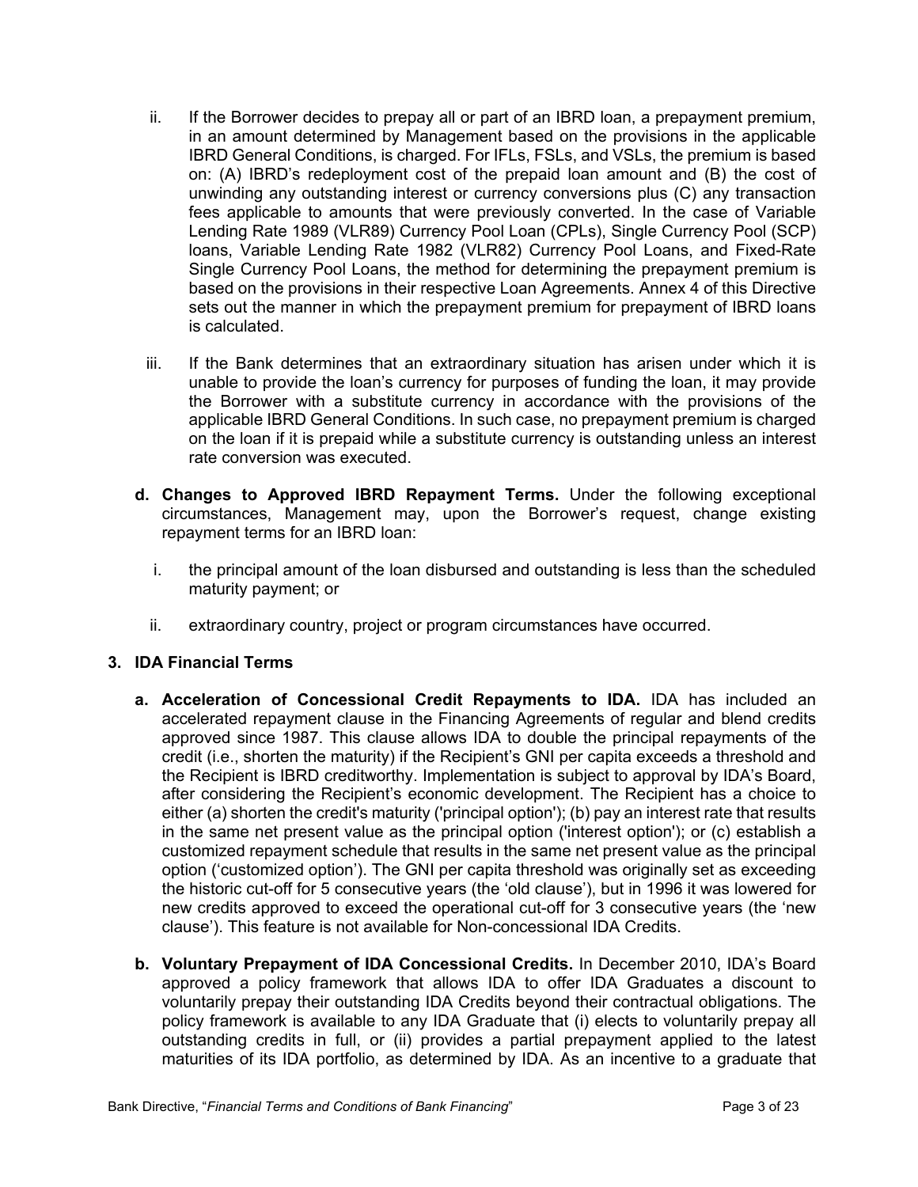ii. If the Borrower decides to prepay all or part of an IBRD loan, a prepayment premium, in an amount determined by Management based on the provisions in the applicable IBRD General Conditions, is charged. For IFLs, FSLs, and VSLs, the premium is based on: (A) IBRD's redeployment cost of the prepaid loan amount and (B) the cost of unwinding any outstanding interest or currency conversions plus (C) any transaction fees applicable to amounts that were previously converted. In the case of Variable Lending Rate 1989 (VLR89) Currency Pool Loan (CPLs), Single Currency Pool (SCP) loans, Variable Lending Rate 1982 (VLR82) Currency Pool Loans, and Fixed-Rate Single Currency Pool Loans, the method for determining the prepayment premium is based on the provisions in their respective Loan Agreements. Annex 4 of this Directive sets out the manner in which the prepayment premium for prepayment of IBRD loans is calculated.

iii. If the Bank determines that an extraordinary situation has arisen under which it is unable to provide the loan's currency for purposes of funding the loan, it may provide the Borrower with a substitute currency in accordance with the provisions of the applicable IBRD General Conditions. In such case, no prepayment premium is charged on the loan if it is prepaid while a substitute currency is outstanding unless an interest rate conversion was executed.

**d. Changes to Approved IBRD Repayment Terms.** Under the following exceptional circumstances, Management may, upon the Borrower's request, change existing repayment terms for an IBRD loan:

i. the principal amount of the loan disbursed and outstanding is less than the scheduled maturity payment; or

ii. extraordinary country, project or program circumstances have occurred.

### 3. IDA Financial Terms

**a. Acceleration of Concessional Credit Repayments to IDA.** IDA has included an accelerated repayment clause in the Financing Agreements of regular and blend credits approved since 1987. This clause allows IDA to double the principal repayments of the credit (i.e., shorten the maturity) if the Recipient's GNI per capita exceeds a threshold and the Recipient is IBRD creditworthy. Implementation is subject to approval by IDA's Board, after considering the Recipient's economic development. The Recipient has a choice to either (a) shorten the credit's maturity ('principal option'); (b) pay an interest rate that results in the same net present value as the principal option ('interest option'); or (c) establish a customized repayment schedule that results in the same net present value as the principal option ('customized option'). The GNI per capita threshold was originally set as exceeding the historic cut-off for 5 consecutive years (the 'old clause'), but in 1996 it was lowered for new credits approved to exceed the operational cut-off for 3 consecutive years (the 'new clause'). This feature is not available for Non-concessional IDA Credits.

**b. Voluntary Prepayment of IDA Concessional Credits.** In December 2010, IDA's Board approved a policy framework that allows IDA to offer IDA Graduates a discount to voluntarily prepay their outstanding IDA Credits beyond their contractual obligations. The policy framework is available to any IDA Graduate that (i) elects to voluntarily prepay all outstanding credits in full, or (ii) provides a partial prepayment applied to the latest maturities of its IDA portfolio, as determined by IDA. As an incentive to a graduate that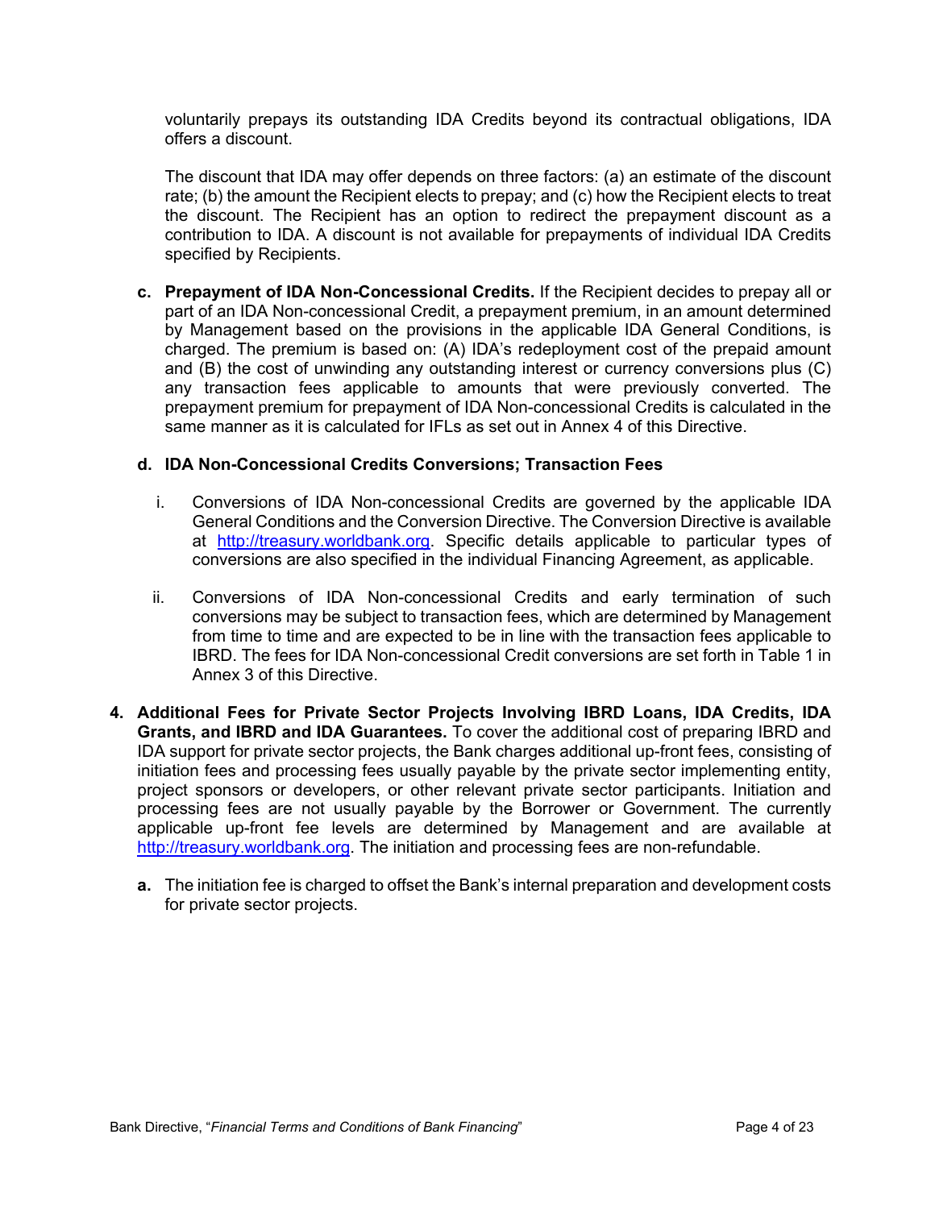voluntarily prepays its outstanding IDA Credits beyond its contractual obligations, IDA offers a discount.

The discount that IDA may offer depends on three factors: (a) an estimate of the discount rate; (b) the amount the Recipient elects to prepay; and (c) how the Recipient elects to treat the discount. The Recipient has an option to redirect the prepayment discount as a contribution to IDA. A discount is not available for prepayments of individual IDA Credits specified by Recipients.

**c. Prepayment of IDA Non-Concessional Credits.** If the Recipient decides to prepay all or part of an IDA Non-concessional Credit, a prepayment premium, in an amount determined by Management based on the provisions in the applicable IDA General Conditions, is charged. The premium is based on: (A) IDA's redeployment cost of the prepaid amount and (B) the cost of unwinding any outstanding interest or currency conversions plus (C) any transaction fees applicable to amounts that were previously converted. The prepayment premium for prepayment of IDA Non-concessional Credits is calculated in the same manner as it is calculated for IFLs as set out in Annex 4 of this Directive.

**d. IDA Non-Concessional Credits Conversions; Transaction Fees**

i. Conversions of IDA Non-concessional Credits are governed by the applicable IDA General Conditions and the Conversion Directive. The Conversion Directive is available at http://treasury.worldbank.org. Specific details applicable to particular types of conversions are also specified in the individual Financing Agreement, as applicable.

ii. Conversions of IDA Non-concessional Credits and early termination of such conversions may be subject to transaction fees, which are determined by Management from time to time and are expected to be in line with the transaction fees applicable to IBRD. The fees for IDA Non-concessional Credit conversions are set forth in Table 1 in Annex 3 of this Directive.

4. **Additional Fees for Private Sector Projects Involving IBRD Loans, IDA Credits, IDA Grants, and IBRD and IDA Guarantees.** To cover the additional cost of preparing IBRD and IDA support for private sector projects, the Bank charges additional up-front fees, consisting of initiation fees and processing fees usually payable by the private sector implementing entity, project sponsors or developers, or other relevant private sector participants. Initiation and processing fees are not usually payable by the Borrower or Government. The currently applicable up-front fee levels are determined by Management and are available at http://treasury.worldbank.org. The initiation and processing fees are non-refundable.

   **a.** The initiation fee is charged to offset the Bank's internal preparation and development costs for private sector projects.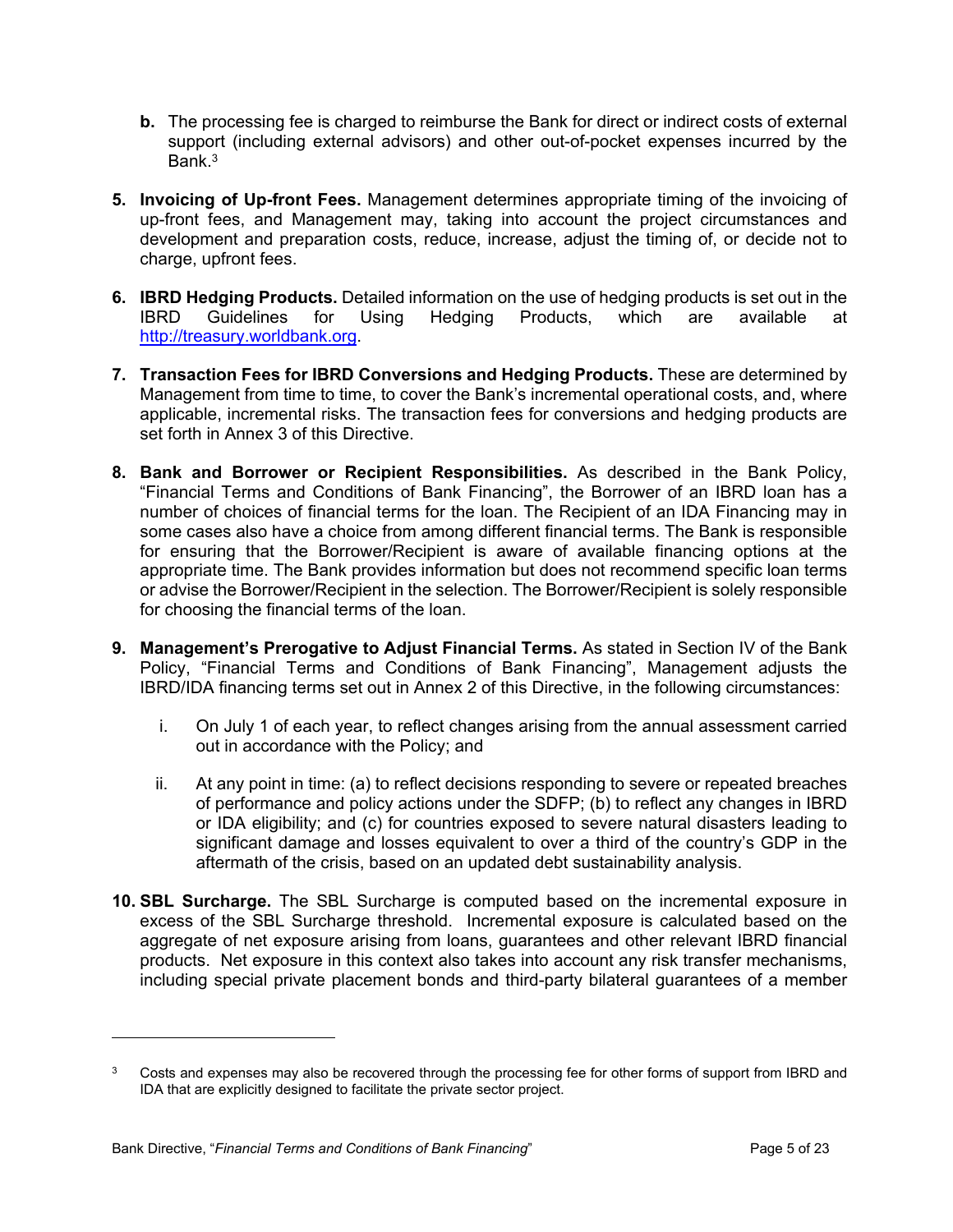b. The processing fee is charged to reimburse the Bank for direct or indirect costs of external support (including external advisors) and other out-of-pocket expenses incurred by the Bank.[3]

5. **Invoicing of Up-front Fees.** Management determines appropriate timing of the invoicing of up-front fees, and Management may, taking into account the project circumstances and development and preparation costs, reduce, increase, adjust the timing of, or decide not to charge, upfront fees.

6. **IBRD Hedging Products.** Detailed information on the use of hedging products is set out in the IBRD Guidelines for Using Hedging Products, which are available at http://treasury.worldbank.org.

7. **Transaction Fees for IBRD Conversions and Hedging Products.** These are determined by Management from time to time, to cover the Bank's incremental operational costs, and, where applicable, incremental risks. The transaction fees for conversions and hedging products are set forth in Annex 3 of this Directive.

8. **Bank and Borrower or Recipient Responsibilities.** As described in the Bank Policy, "Financial Terms and Conditions of Bank Financing", the Borrower of an IBRD loan has a number of choices of financial terms for the loan. The Recipient of an IDA Financing may in some cases also have a choice from among different financial terms. The Bank is responsible for ensuring that the Borrower/Recipient is aware of available financing options at the appropriate time. The Bank provides information but does not recommend specific loan terms or advise the Borrower/Recipient in the selection. The Borrower/Recipient is solely responsible for choosing the financial terms of the loan.

9. **Management's Prerogative to Adjust Financial Terms.** As stated in Section IV of the Bank Policy, "Financial Terms and Conditions of Bank Financing", Management adjusts the IBRD/IDA financing terms set out in Annex 2 of this Directive, in the following circumstances:

   i. On July 1 of each year, to reflect changes arising from the annual assessment carried out in accordance with the Policy; and

   ii. At any point in time: (a) to reflect decisions responding to severe or repeated breaches of performance and policy actions under the SDFP; (b) to reflect any changes in IBRD or IDA eligibility; and (c) for countries exposed to severe natural disasters leading to significant damage and losses equivalent to over a third of the country's GDP in the aftermath of the crisis, based on an updated debt sustainability analysis.

10. **SBL Surcharge.** The SBL Surcharge is computed based on the incremental exposure in excess of the SBL Surcharge threshold. Incremental exposure is calculated based on the aggregate of net exposure arising from loans, guarantees and other relevant IBRD financial products. Net exposure in this context also takes into account any risk transfer mechanisms, including special private placement bonds and third-party bilateral guarantees of a member

---

[3] Costs and expenses may also be recovered through the processing fee for other forms of support from IBRD and IDA that are explicitly designed to facilitate the private sector project.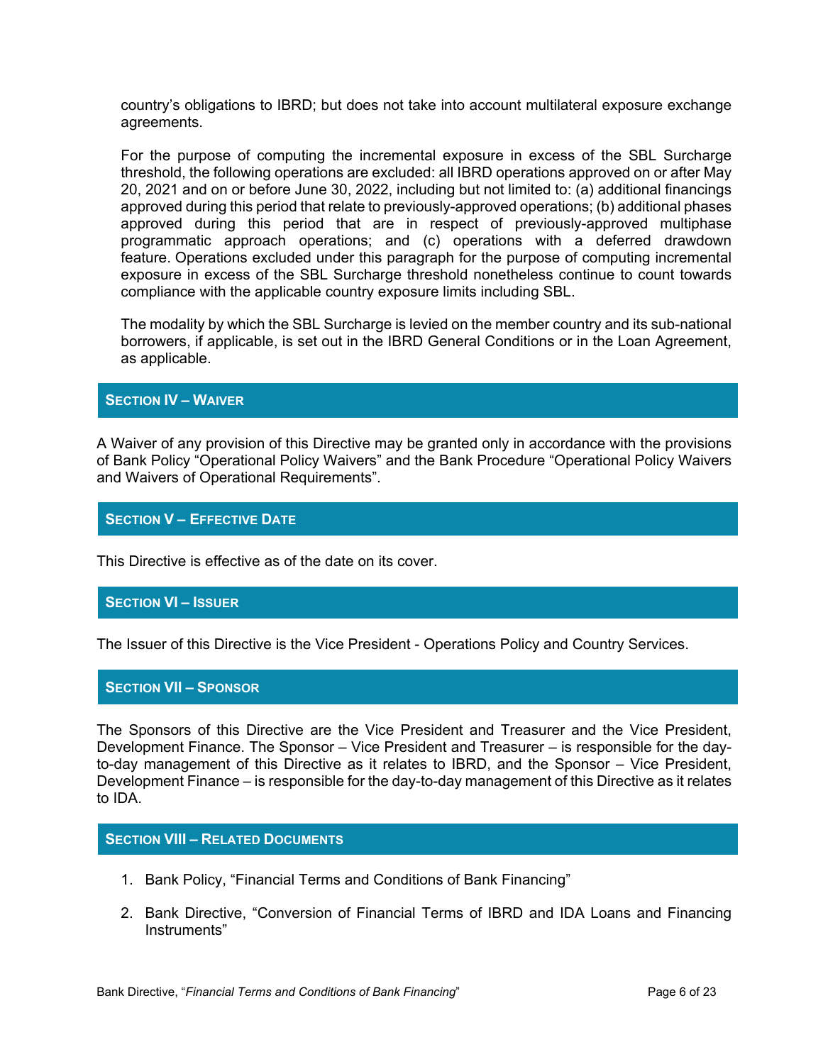country's obligations to IBRD; but does not take into account multilateral exposure exchange agreements.

For the purpose of computing the incremental exposure in excess of the SBL Surcharge threshold, the following operations are excluded: all IBRD operations approved on or after May 20, 2021 and on or before June 30, 2022, including but not limited to: (a) additional financings approved during this period that relate to previously-approved operations; (b) additional phases approved during this period that are in respect of previously-approved multiphase programmatic approach operations; and (c) operations with a deferred drawdown feature. Operations excluded under this paragraph for the purpose of computing incremental exposure in excess of the SBL Surcharge threshold nonetheless continue to count towards compliance with the applicable country exposure limits including SBL.

The modality by which the SBL Surcharge is levied on the member country and its sub-national borrowers, if applicable, is set out in the IBRD General Conditions or in the Loan Agreement, as applicable.

## SECTION IV – WAIVER

A Waiver of any provision of this Directive may be granted only in accordance with the provisions of Bank Policy "Operational Policy Waivers" and the Bank Procedure "Operational Policy Waivers and Waivers of Operational Requirements".

## SECTION V – EFFECTIVE DATE

This Directive is effective as of the date on its cover.

## SECTION VI – ISSUER

The Issuer of this Directive is the Vice President - Operations Policy and Country Services.

## SECTION VII – SPONSOR

The Sponsors of this Directive are the Vice President and Treasurer and the Vice President, Development Finance. The Sponsor – Vice President and Treasurer – is responsible for the day-to-day management of this Directive as it relates to IBRD, and the Sponsor – Vice President, Development Finance – is responsible for the day-to-day management of this Directive as it relates to IDA.

## SECTION VIII – RELATED DOCUMENTS

1. Bank Policy, "Financial Terms and Conditions of Bank Financing"
2. Bank Directive, "Conversion of Financial Terms of IBRD and IDA Loans and Financing Instruments"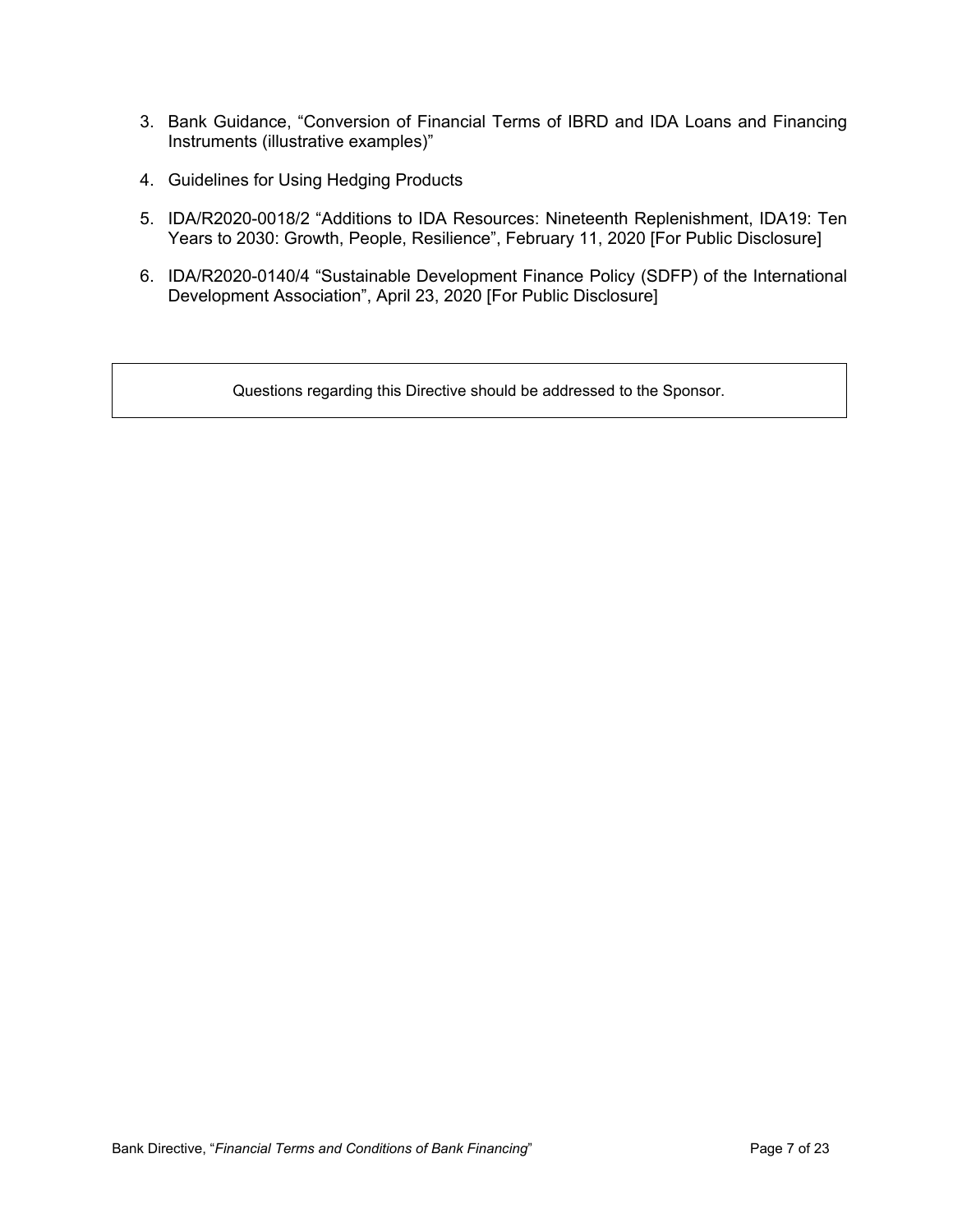3. Bank Guidance, "Conversion of Financial Terms of IBRD and IDA Loans and Financing Instruments (illustrative examples)"

4. Guidelines for Using Hedging Products

5. IDA/R2020-0018/2 "Additions to IDA Resources: Nineteenth Replenishment, IDA19: Ten Years to 2030: Growth, People, Resilience", February 11, 2020 [For Public Disclosure]

6. IDA/R2020-0140/4 "Sustainable Development Finance Policy (SDFP) of the International Development Association", April 23, 2020 [For Public Disclosure]

| Questions regarding this Directive should be addressed to the Sponsor. |
| --- |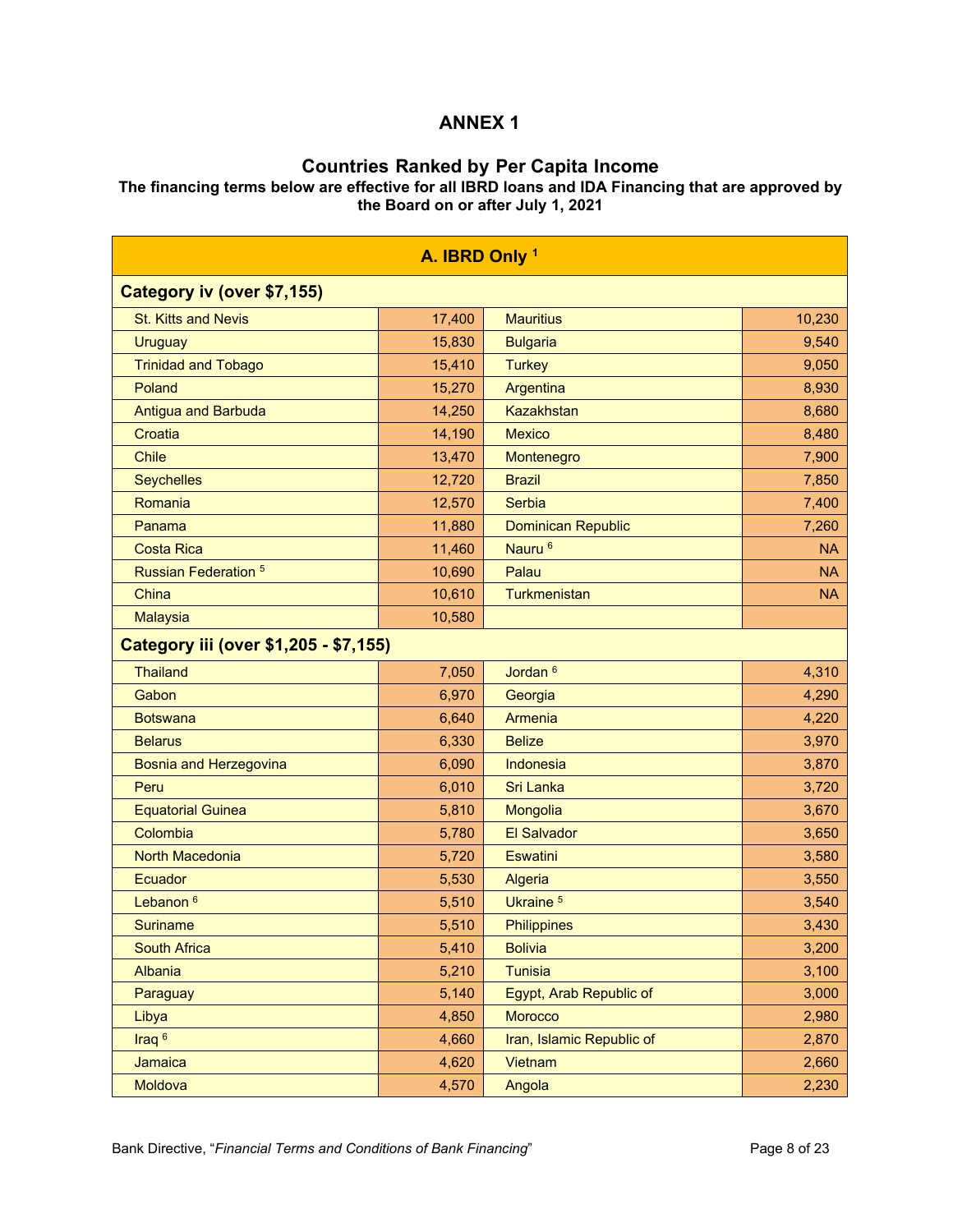# ANNEX 1

## Countries Ranked by Per Capita Income

**The financing terms below are effective for all IBRD loans and IDA Financing that are approved by the Board on or after July 1, 2021**

| A. IBRD Only [1] | | | |
|---|---|---|---|
| **Category iv (over $7,155)** | | | |
| St. Kitts and Nevis | 17,400 | Mauritius | 10,230 |
| Uruguay | 15,830 | Bulgaria | 9,540 |
| Trinidad and Tobago | 15,410 | Turkey | 9,050 |
| Poland | 15,270 | Argentina | 8,930 |
| Antigua and Barbuda | 14,250 | Kazakhstan | 8,680 |
| Croatia | 14,190 | Mexico | 8,480 |
| Chile | 13,470 | Montenegro | 7,900 |
| Seychelles | 12,720 | Brazil | 7,850 |
| Romania | 12,570 | Serbia | 7,400 |
| Panama | 11,880 | Dominican Republic | 7,260 |
| Costa Rica | 11,460 | Nauru [6] | NA |
| Russian Federation [5] | 10,690 | Palau | NA |
| China | 10,610 | Turkmenistan | NA |
| Malaysia | 10,580 | | |
| **Category iii (over $1,205 - $7,155)** | | | |
| Thailand | 7,050 | Jordan [6] | 4,310 |
| Gabon | 6,970 | Georgia | 4,290 |
| Botswana | 6,640 | Armenia | 4,220 |
| Belarus | 6,330 | Belize | 3,970 |
| Bosnia and Herzegovina | 6,090 | Indonesia | 3,870 |
| Peru | 6,010 | Sri Lanka | 3,720 |
| Equatorial Guinea | 5,810 | Mongolia | 3,670 |
| Colombia | 5,780 | El Salvador | 3,650 |
| North Macedonia | 5,720 | Eswatini | 3,580 |
| Ecuador | 5,530 | Algeria | 3,550 |
| Lebanon [6] | 5,510 | Ukraine [5] | 3,540 |
| Suriname | 5,510 | Philippines | 3,430 |
| South Africa | 5,410 | Bolivia | 3,200 |
| Albania | 5,210 | Tunisia | 3,100 |
| Paraguay | 5,140 | Egypt, Arab Republic of | 3,000 |
| Libya | 4,850 | Morocco | 2,980 |
| Iraq [6] | 4,660 | Iran, Islamic Republic of | 2,870 |
| Jamaica | 4,620 | Vietnam | 2,660 |
| Moldova | 4,570 | Angola | 2,230 |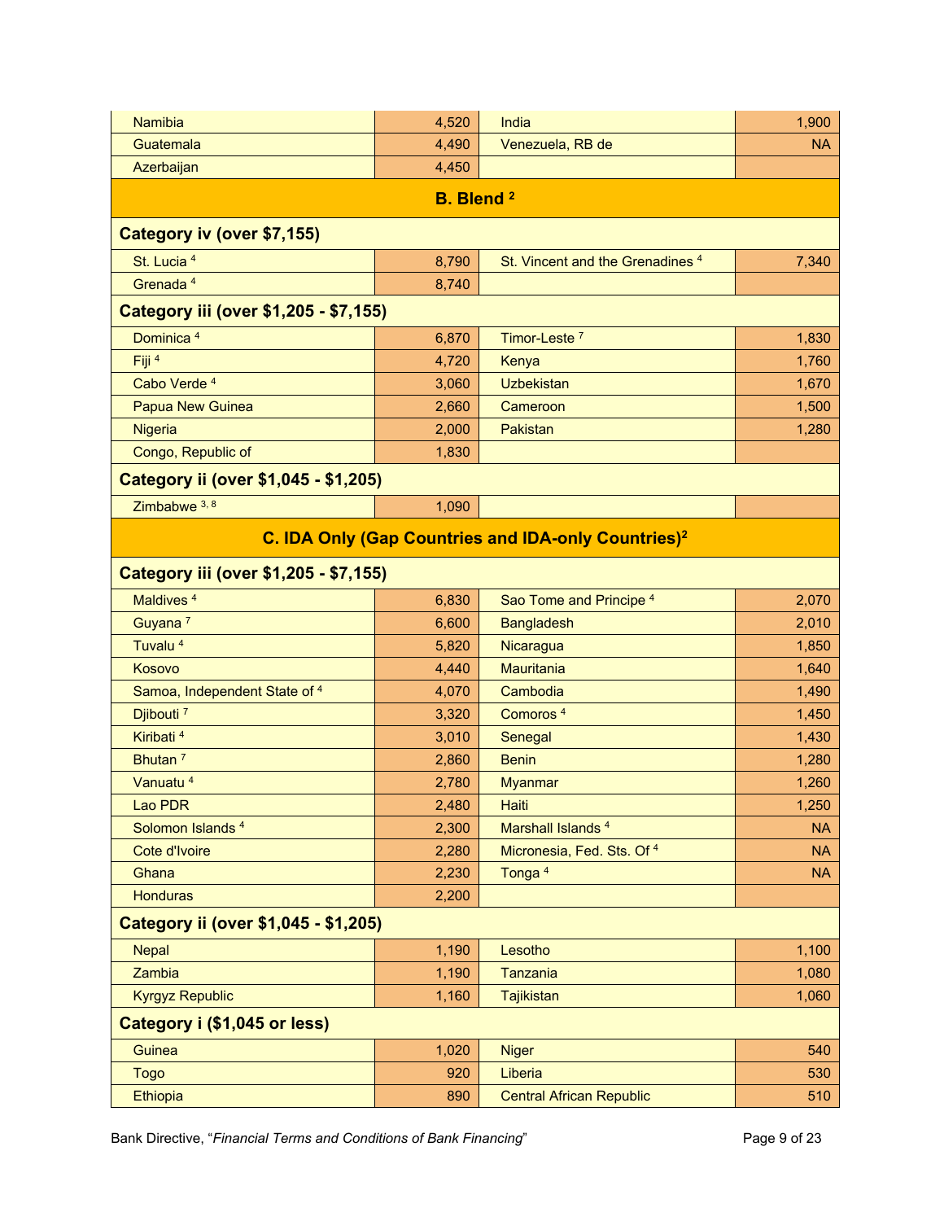| | | | |
|---|---|---|---|
| Namibia | 4,520 | India | 1,900 |
| Guatemala | 4,490 | Venezuela, RB de | NA |
| Azerbaijan | 4,450 | | |
| **B. Blend [2]** | | | |
| **Category iv (over $7,155)** | | | |
| St. Lucia [4] | 8,790 | St. Vincent and the Grenadines [4] | 7,340 |
| Grenada [4] | 8,740 | | |
| **Category iii (over $1,205 - $7,155)** | | | |
| Dominica [4] | 6,870 | Timor-Leste [7] | 1,830 |
| Fiji [4] | 4,720 | Kenya | 1,760 |
| Cabo Verde [4] | 3,060 | Uzbekistan | 1,670 |
| Papua New Guinea | 2,660 | Cameroon | 1,500 |
| Nigeria | 2,000 | Pakistan | 1,280 |
| Congo, Republic of | 1,830 | | |
| **Category ii (over $1,045 - $1,205)** | | | |
| Zimbabwe [3, 8] | 1,090 | | |
| **C. IDA Only (Gap Countries and IDA-only Countries)[2]** | | | |
| **Category iii (over $1,205 - $7,155)** | | | |
| Maldives [4] | 6,830 | Sao Tome and Principe [4] | 2,070 |
| Guyana [7] | 6,600 | Bangladesh | 2,010 |
| Tuvalu [4] | 5,820 | Nicaragua | 1,850 |
| Kosovo | 4,440 | Mauritania | 1,640 |
| Samoa, Independent State of [4] | 4,070 | Cambodia | 1,490 |
| Djibouti [7] | 3,320 | Comoros [4] | 1,450 |
| Kiribati [4] | 3,010 | Senegal | 1,430 |
| Bhutan [7] | 2,860 | Benin | 1,280 |
| Vanuatu [4] | 2,780 | Myanmar | 1,260 |
| Lao PDR | 2,480 | Haiti | 1,250 |
| Solomon Islands [4] | 2,300 | Marshall Islands [4] | NA |
| Cote d'Ivoire | 2,280 | Micronesia, Fed. Sts. Of [4] | NA |
| Ghana | 2,230 | Tonga [4] | NA |
| Honduras | 2,200 | | |
| **Category ii (over $1,045 - $1,205)** | | | |
| Nepal | 1,190 | Lesotho | 1,100 |
| Zambia | 1,190 | Tanzania | 1,080 |
| Kyrgyz Republic | 1,160 | Tajikistan | 1,060 |
| **Category i ($1,045 or less)** | | | |
| Guinea | 1,020 | Niger | 540 |
| Togo | 920 | Liberia | 530 |
| Ethiopia | 890 | Central African Republic | 510 |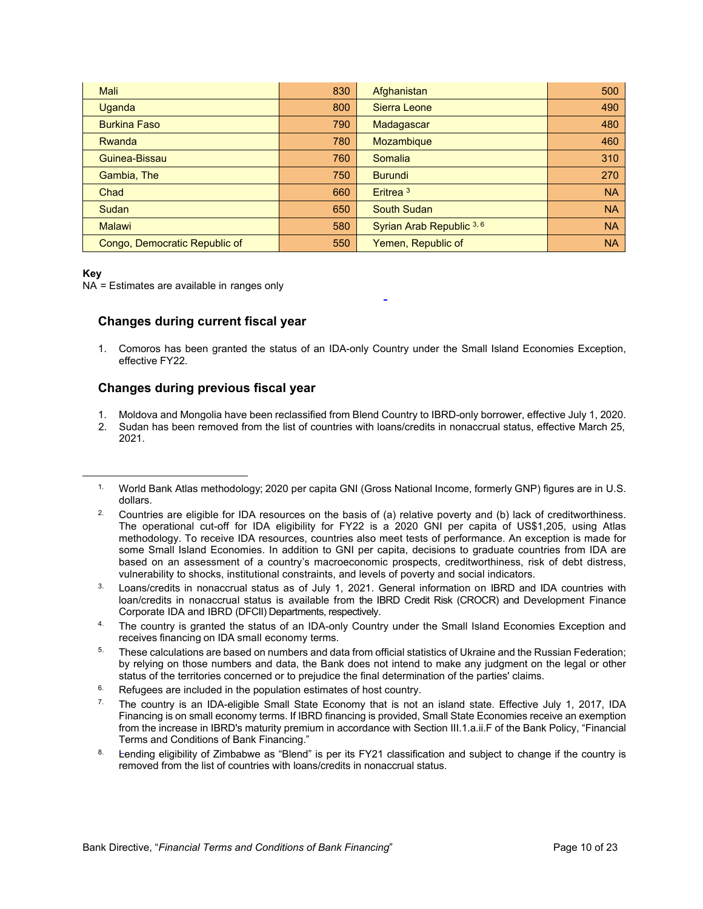| | | | |
|---|---|---|---|
| Mali | 830 | Afghanistan | 500 |
| Uganda | 800 | Sierra Leone | 490 |
| Burkina Faso | 790 | Madagascar | 480 |
| Rwanda | 780 | Mozambique | 460 |
| Guinea-Bissau | 760 | Somalia | 310 |
| Gambia, The | 750 | Burundi | 270 |
| Chad | 660 | Eritrea [3] | NA |
| Sudan | 650 | South Sudan | NA |
| Malawi | 580 | Syrian Arab Republic [3, 6] | NA |
| Congo, Democratic Republic of | 550 | Yemen, Republic of | NA |

**Key**
NA = Estimates are available in ranges only

## Changes during current fiscal year

1. Comoros has been granted the status of an IDA-only Country under the Small Island Economies Exception, effective FY22.

## Changes during previous fiscal year

1. Moldova and Mongolia have been reclassified from Blend Country to IBRD-only borrower, effective July 1, 2020.
2. Sudan has been removed from the list of countries with loans/credits in nonaccrual status, effective March 25, 2021.

---

1. World Bank Atlas methodology; 2020 per capita GNI (Gross National Income, formerly GNP) figures are in U.S. dollars.
2. Countries are eligible for IDA resources on the basis of (a) relative poverty and (b) lack of creditworthiness. The operational cut-off for IDA eligibility for FY22 is a 2020 GNI per capita of US$1,205, using Atlas methodology. To receive IDA resources, countries also meet tests of performance. An exception is made for some Small Island Economies. In addition to GNI per capita, decisions to graduate countries from IDA are based on an assessment of a country's macroeconomic prospects, creditworthiness, risk of debt distress, vulnerability to shocks, institutional constraints, and levels of poverty and social indicators.
3. Loans/credits in nonaccrual status as of July 1, 2021. General information on IBRD and IDA countries with loan/credits in nonaccrual status is available from the IBRD Credit Risk (CROCR) and Development Finance Corporate IDA and IBRD (DFCII) Departments, respectively.
4. The country is granted the status of an IDA-only Country under the Small Island Economies Exception and receives financing on IDA small economy terms.
5. These calculations are based on numbers and data from official statistics of Ukraine and the Russian Federation; by relying on those numbers and data, the Bank does not intend to make any judgment on the legal or other status of the territories concerned or to prejudice the final determination of the parties' claims.
6. Refugees are included in the population estimates of host country.
7. The country is an IDA-eligible Small State Economy that is not an island state. Effective July 1, 2017, IDA Financing is on small economy terms. If IBRD financing is provided, Small State Economies receive an exemption from the increase in IBRD's maturity premium in accordance with Section III.1.a.ii.F of the Bank Policy, "Financial Terms and Conditions of Bank Financing."
8. Lending eligibility of Zimbabwe as "Blend" is per its FY21 classification and subject to change if the country is removed from the list of countries with loans/credits in nonaccrual status.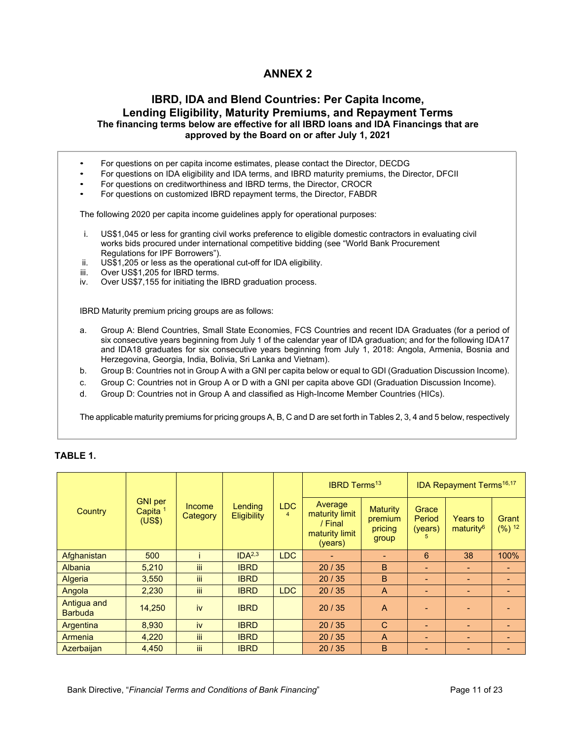# ANNEX 2

## IBRD, IDA and Blend Countries: Per Capita Income, Lending Eligibility, Maturity Premiums, and Repayment Terms

**The financing terms below are effective for all IBRD loans and IDA Financings that are approved by the Board on or after July 1, 2021**

- For questions on per capita income estimates, please contact the Director, DECDG
- For questions on IDA eligibility and IDA terms, and IBRD maturity premiums, the Director, DFCII
- For questions on creditworthiness and IBRD terms, the Director, CROCR
- For questions on customized IBRD repayment terms, the Director, FABDR

The following 2020 per capita income guidelines apply for operational purposes:

i. US$1,045 or less for granting civil works preference to eligible domestic contractors in evaluating civil works bids procured under international competitive bidding (see "World Bank Procurement Regulations for IPF Borrowers").
ii. US$1,205 or less as the operational cut-off for IDA eligibility.
iii. Over US$1,205 for IBRD terms.
iv. Over US$7,155 for initiating the IBRD graduation process.

IBRD Maturity premium pricing groups are as follows:

a. Group A: Blend Countries, Small State Economies, FCS Countries and recent IDA Graduates (for a period of six consecutive years beginning from July 1 of the calendar year of IDA graduation; and for the following IDA17 and IDA18 graduates for six consecutive years beginning from July 1, 2018: Angola, Armenia, Bosnia and Herzegovina, Georgia, India, Bolivia, Sri Lanka and Vietnam).
b. Group B: Countries not in Group A with a GNI per capita below or equal to GDI (Graduation Discussion Income).
c. Group C: Countries not in Group A or D with a GNI per capita above GDI (Graduation Discussion Income).
d. Group D: Countries not in Group A and classified as High-Income Member Countries (HICs).

The applicable maturity premiums for pricing groups A, B, C and D are set forth in Tables 2, 3, 4 and 5 below, respectively

**TABLE 1.**

| Country | GNI per Capita [1] (US$) | Income Category | Lending Eligibility | LDC [4] | IBRD Terms[13] | | IDA Repayment Terms[16,17] | | |
|---|---|---|---|---|---|---|---|---|---|
| | | | | | Average maturity limit / Final maturity limit (years) | Maturity premium pricing group | Grace Period (years) [5] | Years to maturity[6] | Grant (%) [12] |
| Afghanistan | 500 | i | IDA[2,3] | LDC | - | - | 6 | 38 | 100% |
| Albania | 5,210 | iii | IBRD | | 20 / 35 | B | - | - | - |
| Algeria | 3,550 | iii | IBRD | | 20 / 35 | B | - | - | - |
| Angola | 2,230 | iii | IBRD | LDC | 20 / 35 | A | - | - | - |
| Antigua and Barbuda | 14,250 | iv | IBRD | | 20 / 35 | A | - | - | - |
| Argentina | 8,930 | iv | IBRD | | 20 / 35 | C | - | - | - |
| Armenia | 4,220 | iii | IBRD | | 20 / 35 | A | - | - | - |
| Azerbaijan | 4,450 | iii | IBRD | | 20 / 35 | B | - | - | - |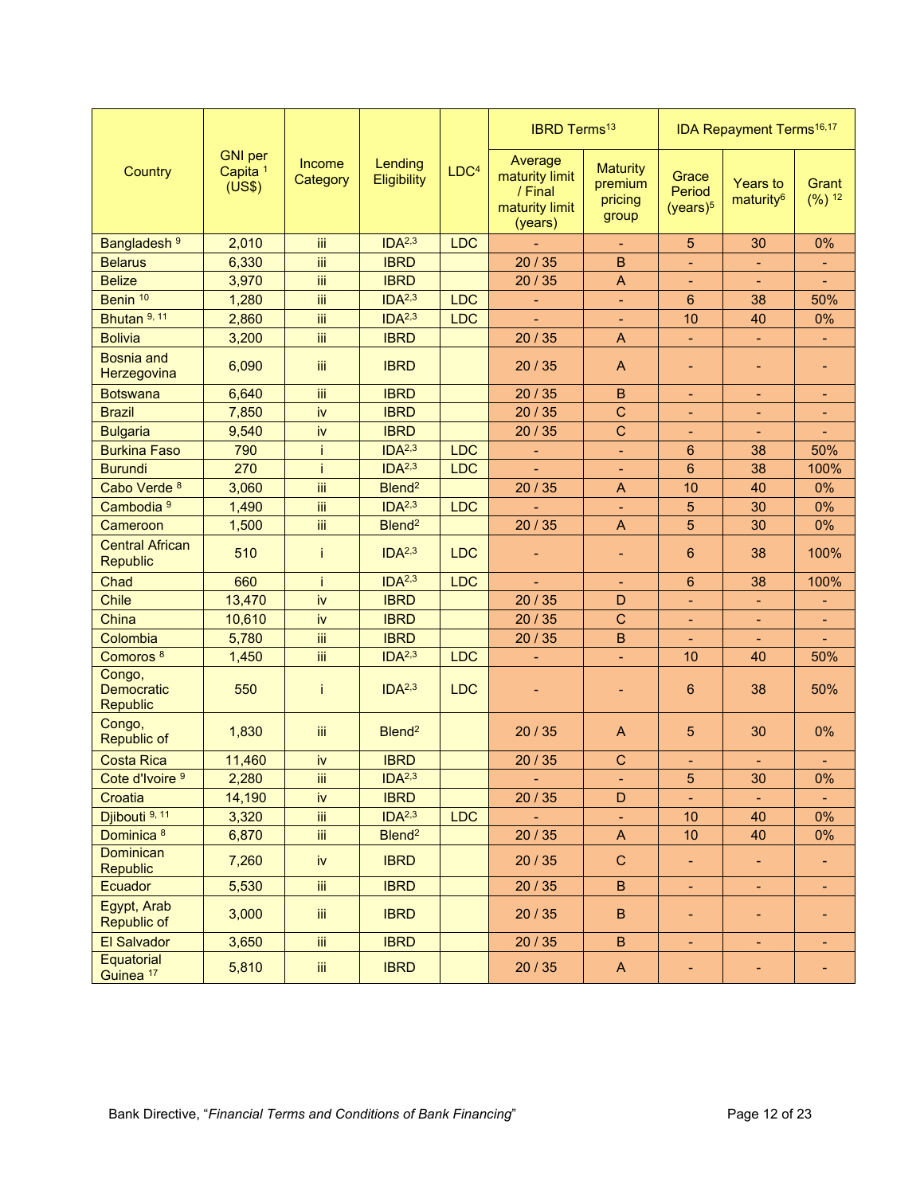| Country | GNI per Capita [1] (US$) | Income Category | Lending Eligibility | LDC[4] | IBRD Terms[13] | | IDA Repayment Terms[16,17] | | |
|---|---|---|---|---|---|---|---|---|---|
| | | | | | Average maturity limit / Final maturity limit (years) | Maturity premium pricing group | Grace Period (years)[5] | Years to maturity[6] | Grant (%) [12] |
| Bangladesh [9] | 2,010 | iii | IDA[2,3] | LDC | - | - | 5 | 30 | 0% |
| Belarus | 6,330 | iii | IBRD | | 20 / 35 | B | - | - | - |
| Belize | 3,970 | iii | IBRD | | 20 / 35 | A | - | - | - |
| Benin [10] | 1,280 | iii | IDA[2,3] | LDC | - | - | 6 | 38 | 50% |
| Bhutan [9, 11] | 2,860 | iii | IDA[2,3] | LDC | - | - | 10 | 40 | 0% |
| Bolivia | 3,200 | iii | IBRD | | 20 / 35 | A | - | - | - |
| Bosnia and Herzegovina | 6,090 | iii | IBRD | | 20 / 35 | A | - | - | - |
| Botswana | 6,640 | iii | IBRD | | 20 / 35 | B | - | - | - |
| Brazil | 7,850 | iv | IBRD | | 20 / 35 | C | - | - | - |
| Bulgaria | 9,540 | iv | IBRD | | 20 / 35 | C | - | - | - |
| Burkina Faso | 790 | i | IDA[2,3] | LDC | - | - | 6 | 38 | 50% |
| Burundi | 270 | i | IDA[2,3] | LDC | - | - | 6 | 38 | 100% |
| Cabo Verde [8] | 3,060 | iii | Blend[2] | | 20 / 35 | A | 10 | 40 | 0% |
| Cambodia [9] | 1,490 | iii | IDA[2,3] | LDC | - | - | 5 | 30 | 0% |
| Cameroon | 1,500 | iii | Blend[2] | | 20 / 35 | A | 5 | 30 | 0% |
| Central African Republic | 510 | i | IDA[2,3] | LDC | - | - | 6 | 38 | 100% |
| Chad | 660 | i | IDA[2,3] | LDC | - | - | 6 | 38 | 100% |
| Chile | 13,470 | iv | IBRD | | 20 / 35 | D | - | - | - |
| China | 10,610 | iv | IBRD | | 20 / 35 | C | - | - | - |
| Colombia | 5,780 | iii | IBRD | | 20 / 35 | B | - | - | - |
| Comoros [8] | 1,450 | iii | IDA[2,3] | LDC | - | - | 10 | 40 | 50% |
| Congo, Democratic Republic | 550 | i | IDA[2,3] | LDC | - | - | 6 | 38 | 50% |
| Congo, Republic of | 1,830 | iii | Blend[2] | | 20 / 35 | A | 5 | 30 | 0% |
| Costa Rica | 11,460 | iv | IBRD | | 20 / 35 | C | - | - | - |
| Cote d'Ivoire [9] | 2,280 | iii | IDA[2,3] | | - | - | 5 | 30 | 0% |
| Croatia | 14,190 | iv | IBRD | | 20 / 35 | D | - | - | - |
| Djibouti [9, 11] | 3,320 | iii | IDA[2,3] | LDC | - | - | 10 | 40 | 0% |
| Dominica [8] | 6,870 | iii | Blend[2] | | 20 / 35 | A | 10 | 40 | 0% |
| Dominican Republic | 7,260 | iv | IBRD | | 20 / 35 | C | - | - | - |
| Ecuador | 5,530 | iii | IBRD | | 20 / 35 | B | - | - | - |
| Egypt, Arab Republic of | 3,000 | iii | IBRD | | 20 / 35 | B | - | - | - |
| El Salvador | 3,650 | iii | IBRD | | 20 / 35 | B | - | - | - |
| Equatorial Guinea [17] | 5,810 | iii | IBRD | | 20 / 35 | A | - | - | - |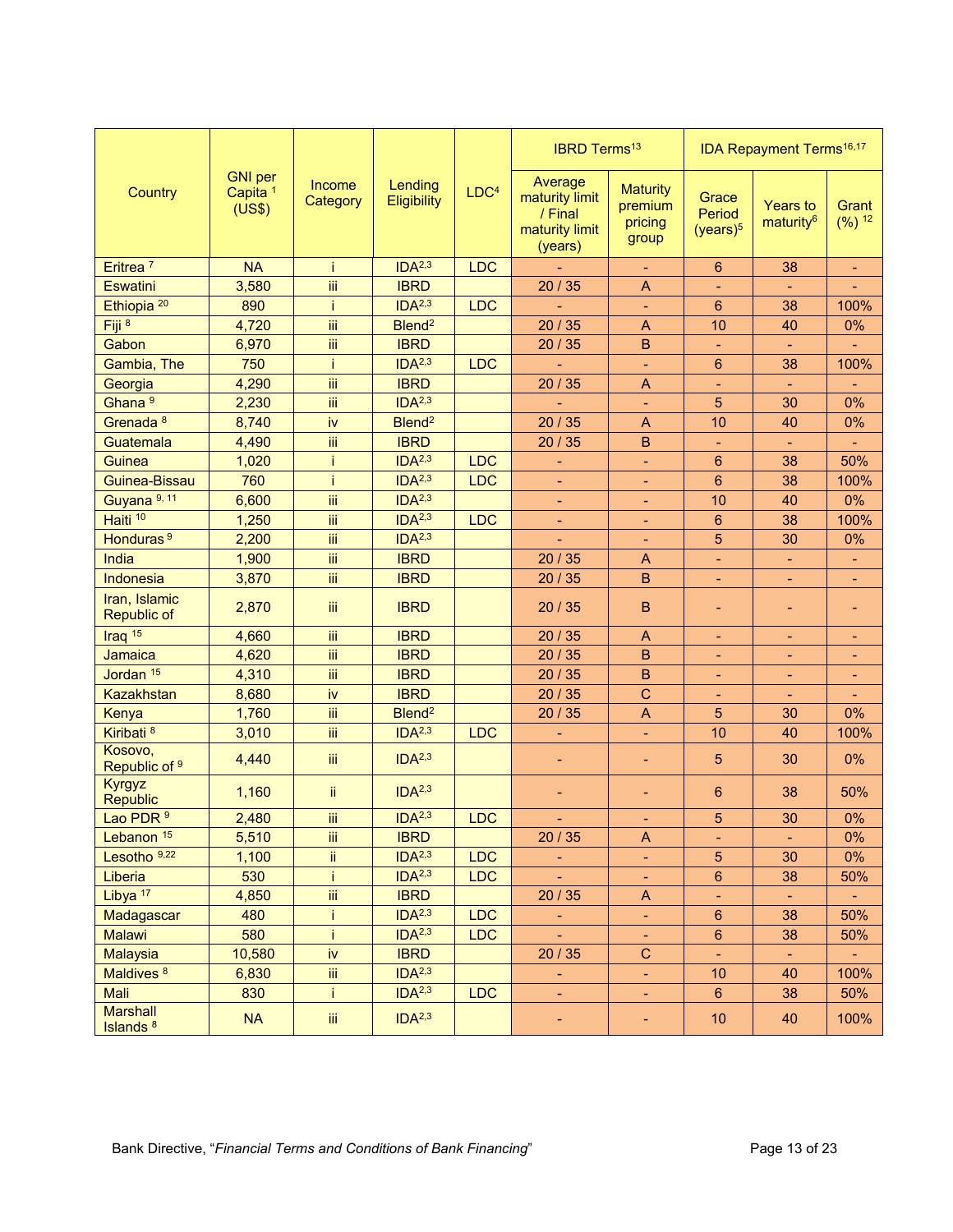| Country | GNI per Capita [1] (US$) | Income Category | Lending Eligibility | LDC[4] | IBRD Terms[13] | | IDA Repayment Terms[16,17] | | |
|---|---|---|---|---|---|---|---|---|---|
| | | | | | Average maturity limit / Final maturity limit (years) | Maturity premium pricing group | Grace Period (years)[5] | Years to maturity[6] | Grant (%) [12] |
| Eritrea [7] | NA | i | IDA[2,3] | LDC | - | - | 6 | 38 | - |
| Eswatini | 3,580 | iii | IBRD | | 20 / 35 | A | - | - | - |
| Ethiopia [20] | 890 | i | IDA[2,3] | LDC | - | - | 6 | 38 | 100% |
| Fiji [8] | 4,720 | iii | Blend[2] | | 20 / 35 | A | 10 | 40 | 0% |
| Gabon | 6,970 | iii | IBRD | | 20 / 35 | B | - | - | - |
| Gambia, The | 750 | i | IDA[2,3] | LDC | - | - | 6 | 38 | 100% |
| Georgia | 4,290 | iii | IBRD | | 20 / 35 | A | - | - | - |
| Ghana [9] | 2,230 | iii | IDA[2,3] | | - | - | 5 | 30 | 0% |
| Grenada [8] | 8,740 | iv | Blend[2] | | 20 / 35 | A | 10 | 40 | 0% |
| Guatemala | 4,490 | iii | IBRD | | 20 / 35 | B | - | - | - |
| Guinea | 1,020 | i | IDA[2,3] | LDC | - | - | 6 | 38 | 50% |
| Guinea-Bissau | 760 | i | IDA[2,3] | LDC | - | - | 6 | 38 | 100% |
| Guyana [9, 11] | 6,600 | iii | IDA[2,3] | | - | - | 10 | 40 | 0% |
| Haiti [10] | 1,250 | iii | IDA[2,3] | LDC | - | - | 6 | 38 | 100% |
| Honduras [9] | 2,200 | iii | IDA[2,3] | | - | - | 5 | 30 | 0% |
| India | 1,900 | iii | IBRD | | 20 / 35 | A | - | - | - |
| Indonesia | 3,870 | iii | IBRD | | 20 / 35 | B | - | - | - |
| Iran, Islamic Republic of | 2,870 | iii | IBRD | | 20 / 35 | B | - | - | - |
| Iraq [15] | 4,660 | iii | IBRD | | 20 / 35 | A | - | - | - |
| Jamaica | 4,620 | iii | IBRD | | 20 / 35 | B | - | - | - |
| Jordan [15] | 4,310 | iii | IBRD | | 20 / 35 | B | - | - | - |
| Kazakhstan | 8,680 | iv | IBRD | | 20 / 35 | C | - | - | - |
| Kenya | 1,760 | iii | Blend[2] | | 20 / 35 | A | 5 | 30 | 0% |
| Kiribati [8] | 3,010 | iii | IDA[2,3] | LDC | - | - | 10 | 40 | 100% |
| Kosovo, Republic of [9] | 4,440 | iii | IDA[2,3] | | - | - | 5 | 30 | 0% |
| Kyrgyz Republic | 1,160 | ii | IDA[2,3] | | - | - | 6 | 38 | 50% |
| Lao PDR [9] | 2,480 | iii | IDA[2,3] | LDC | - | - | 5 | 30 | 0% |
| Lebanon [15] | 5,510 | iii | IBRD | | 20 / 35 | A | - | - | 0% |
| Lesotho [9,22] | 1,100 | ii | IDA[2,3] | LDC | - | - | 5 | 30 | 0% |
| Liberia | 530 | i | IDA[2,3] | LDC | - | - | 6 | 38 | 50% |
| Libya [17] | 4,850 | iii | IBRD | | 20 / 35 | A | - | - | - |
| Madagascar | 480 | i | IDA[2,3] | LDC | - | - | 6 | 38 | 50% |
| Malawi | 580 | i | IDA[2,3] | LDC | - | - | 6 | 38 | 50% |
| Malaysia | 10,580 | iv | IBRD | | 20 / 35 | C | - | - | - |
| Maldives [8] | 6,830 | iii | IDA[2,3] | | - | - | 10 | 40 | 100% |
| Mali | 830 | i | IDA[2,3] | LDC | - | - | 6 | 38 | 50% |
| Marshall Islands [8] | NA | iii | IDA[2,3] | | - | - | 10 | 40 | 100% |

Bank Directive, "*Financial Terms and Conditions of Bank Financing*"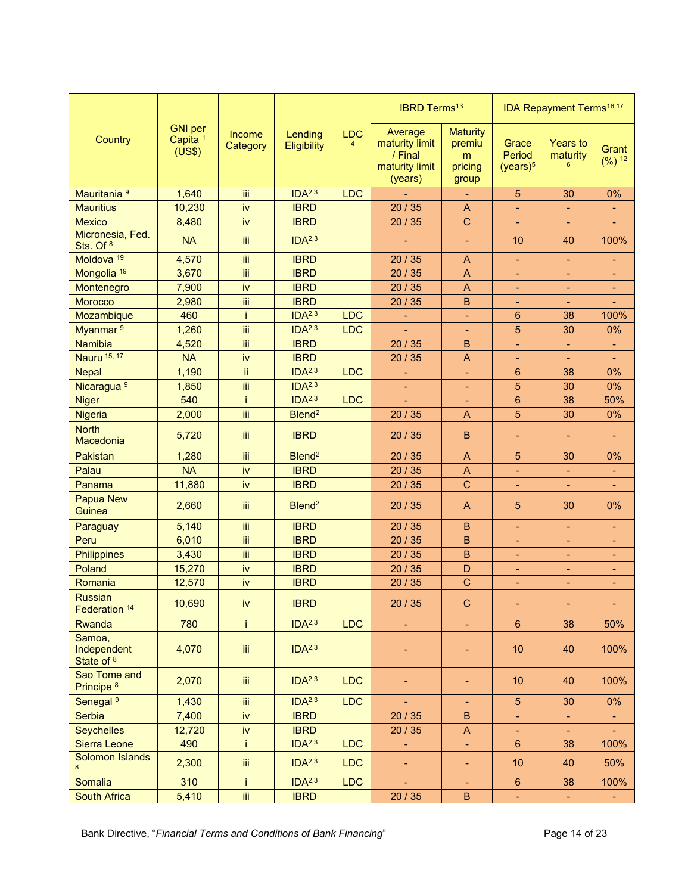| Country | GNI per Capita [1] (US$) | Income Category | Lending Eligibility | LDC [4] | IBRD Terms[13] | | IDA Repayment Terms[16,17] | | |
|---|---|---|---|---|---|---|---|---|---|
| | | | | | Average maturity limit / Final maturity limit (years) | Maturity premium pricing group | Grace Period (years)[5] | Years to maturity [6] | Grant (%) [12] |
| Mauritania [9] | 1,640 | iii | IDA[2,3] | LDC | - | - | 5 | 30 | 0% |
| Mauritius | 10,230 | iv | IBRD | | 20 / 35 | A | - | - | - |
| Mexico | 8,480 | iv | IBRD | | 20 / 35 | C | - | - | - |
| Micronesia, Fed. Sts. Of [8] | NA | iii | IDA[2,3] | | - | - | 10 | 40 | 100% |
| Moldova [19] | 4,570 | iii | IBRD | | 20 / 35 | A | - | - | - |
| Mongolia [19] | 3,670 | iii | IBRD | | 20 / 35 | A | - | - | - |
| Montenegro | 7,900 | iv | IBRD | | 20 / 35 | A | - | - | - |
| Morocco | 2,980 | iii | IBRD | | 20 / 35 | B | - | - | - |
| Mozambique | 460 | i | IDA[2,3] | LDC | - | - | 6 | 38 | 100% |
| Myanmar [9] | 1,260 | iii | IDA[2,3] | LDC | - | - | 5 | 30 | 0% |
| Namibia | 4,520 | iii | IBRD | | 20 / 35 | B | - | - | - |
| Nauru [15, 17] | NA | iv | IBRD | | 20 / 35 | A | - | - | - |
| Nepal | 1,190 | ii | IDA[2,3] | LDC | - | - | 6 | 38 | 0% |
| Nicaragua [9] | 1,850 | iii | IDA[2,3] | | - | - | 5 | 30 | 0% |
| Niger | 540 | i | IDA[2,3] | LDC | - | - | 6 | 38 | 50% |
| Nigeria | 2,000 | iii | Blend[2] | | 20 / 35 | A | 5 | 30 | 0% |
| North Macedonia | 5,720 | iii | IBRD | | 20 / 35 | B | - | - | - |
| Pakistan | 1,280 | iii | Blend[2] | | 20 / 35 | A | 5 | 30 | 0% |
| Palau | NA | iv | IBRD | | 20 / 35 | A | - | - | - |
| Panama | 11,880 | iv | IBRD | | 20 / 35 | C | - | - | - |
| Papua New Guinea | 2,660 | iii | Blend[2] | | 20 / 35 | A | 5 | 30 | 0% |
| Paraguay | 5,140 | iii | IBRD | | 20 / 35 | B | - | - | - |
| Peru | 6,010 | iii | IBRD | | 20 / 35 | B | - | - | - |
| Philippines | 3,430 | iii | IBRD | | 20 / 35 | B | - | - | - |
| Poland | 15,270 | iv | IBRD | | 20 / 35 | D | - | - | - |
| Romania | 12,570 | iv | IBRD | | 20 / 35 | C | - | - | - |
| Russian Federation [14] | 10,690 | iv | IBRD | | 20 / 35 | C | - | - | - |
| Rwanda | 780 | i | IDA[2,3] | LDC | - | - | 6 | 38 | 50% |
| Samoa, Independent State of [8] | 4,070 | iii | IDA[2,3] | | - | - | 10 | 40 | 100% |
| Sao Tome and Principe [8] | 2,070 | iii | IDA[2,3] | LDC | - | - | 10 | 40 | 100% |
| Senegal [9] | 1,430 | iii | IDA[2,3] | LDC | - | - | 5 | 30 | 0% |
| Serbia | 7,400 | iv | IBRD | | 20 / 35 | B | - | - | - |
| Seychelles | 12,720 | iv | IBRD | | 20 / 35 | A | - | - | - |
| Sierra Leone | 490 | i | IDA[2,3] | LDC | - | - | 6 | 38 | 100% |
| Solomon Islands [8] | 2,300 | iii | IDA[2,3] | LDC | - | - | 10 | 40 | 50% |
| Somalia | 310 | i | IDA[2,3] | LDC | - | - | 6 | 38 | 100% |
| South Africa | 5,410 | iii | IBRD | | 20 / 35 | B | - | - | - |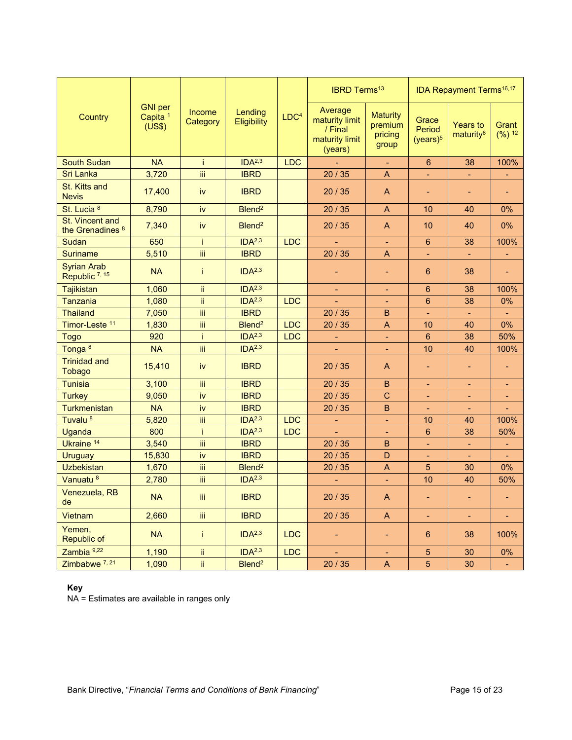| Country | GNI per Capita [1] (US$) | Income Category | Lending Eligibility | LDC[4] | IBRD Terms[13] | | IDA Repayment Terms[16,17] | | |
|---|---|---|---|---|---|---|---|---|---|
| | | | | | Average maturity limit / Final maturity limit (years) | Maturity premium pricing group | Grace Period (years)[5] | Years to maturity[6] | Grant (%) [12] |
| South Sudan | NA | i | IDA[2,3] | LDC | - | - | 6 | 38 | 100% |
| Sri Lanka | 3,720 | iii | IBRD | | 20 / 35 | A | - | - | - |
| St. Kitts and Nevis | 17,400 | iv | IBRD | | 20 / 35 | A | - | - | - |
| St. Lucia [8] | 8,790 | iv | Blend[2] | | 20 / 35 | A | 10 | 40 | 0% |
| St. Vincent and the Grenadines [8] | 7,340 | iv | Blend[2] | | 20 / 35 | A | 10 | 40 | 0% |
| Sudan | 650 | i | IDA[2,3] | LDC | - | - | 6 | 38 | 100% |
| Suriname | 5,510 | iii | IBRD | | 20 / 35 | A | - | - | - |
| Syrian Arab Republic [7, 15] | NA | i | IDA[2,3] | | - | - | 6 | 38 | - |
| Tajikistan | 1,060 | ii | IDA[2,3] | | - | - | 6 | 38 | 100% |
| Tanzania | 1,080 | ii | IDA[2,3] | LDC | - | - | 6 | 38 | 0% |
| Thailand | 7,050 | iii | IBRD | | 20 / 35 | B | - | - | - |
| Timor-Leste [11] | 1,830 | iii | Blend[2] | LDC | 20 / 35 | A | 10 | 40 | 0% |
| Togo | 920 | i | IDA[2,3] | LDC | - | - | 6 | 38 | 50% |
| Tonga [8] | NA | iii | IDA[2,3] | | - | - | 10 | 40 | 100% |
| Trinidad and Tobago | 15,410 | iv | IBRD | | 20 / 35 | A | - | - | - |
| Tunisia | 3,100 | iii | IBRD | | 20 / 35 | B | - | - | - |
| Turkey | 9,050 | iv | IBRD | | 20 / 35 | C | - | - | - |
| Turkmenistan | NA | iv | IBRD | | 20 / 35 | B | - | - | - |
| Tuvalu [8] | 5,820 | iii | IDA[2,3] | LDC | - | - | 10 | 40 | 100% |
| Uganda | 800 | i | IDA[2,3] | LDC | - | - | 6 | 38 | 50% |
| Ukraine [14] | 3,540 | iii | IBRD | | 20 / 35 | B | - | - | - |
| Uruguay | 15,830 | iv | IBRD | | 20 / 35 | D | - | - | - |
| Uzbekistan | 1,670 | iii | Blend[2] | | 20 / 35 | A | 5 | 30 | 0% |
| Vanuatu [8] | 2,780 | iii | IDA[2,3] | | - | - | 10 | 40 | 50% |
| Venezuela, RB de | NA | iii | IBRD | | 20 / 35 | A | - | - | - |
| Vietnam | 2,660 | iii | IBRD | | 20 / 35 | A | - | - | - |
| Yemen, Republic of | NA | i | IDA[2,3] | LDC | - | - | 6 | 38 | 100% |
| Zambia [9,22] | 1,190 | ii | IDA[2,3] | LDC | - | - | 5 | 30 | 0% |
| Zimbabwe [7, 21] | 1,090 | ii | Blend[2] | | 20 / 35 | A | 5 | 30 | - |

**Key**
NA = Estimates are available in ranges only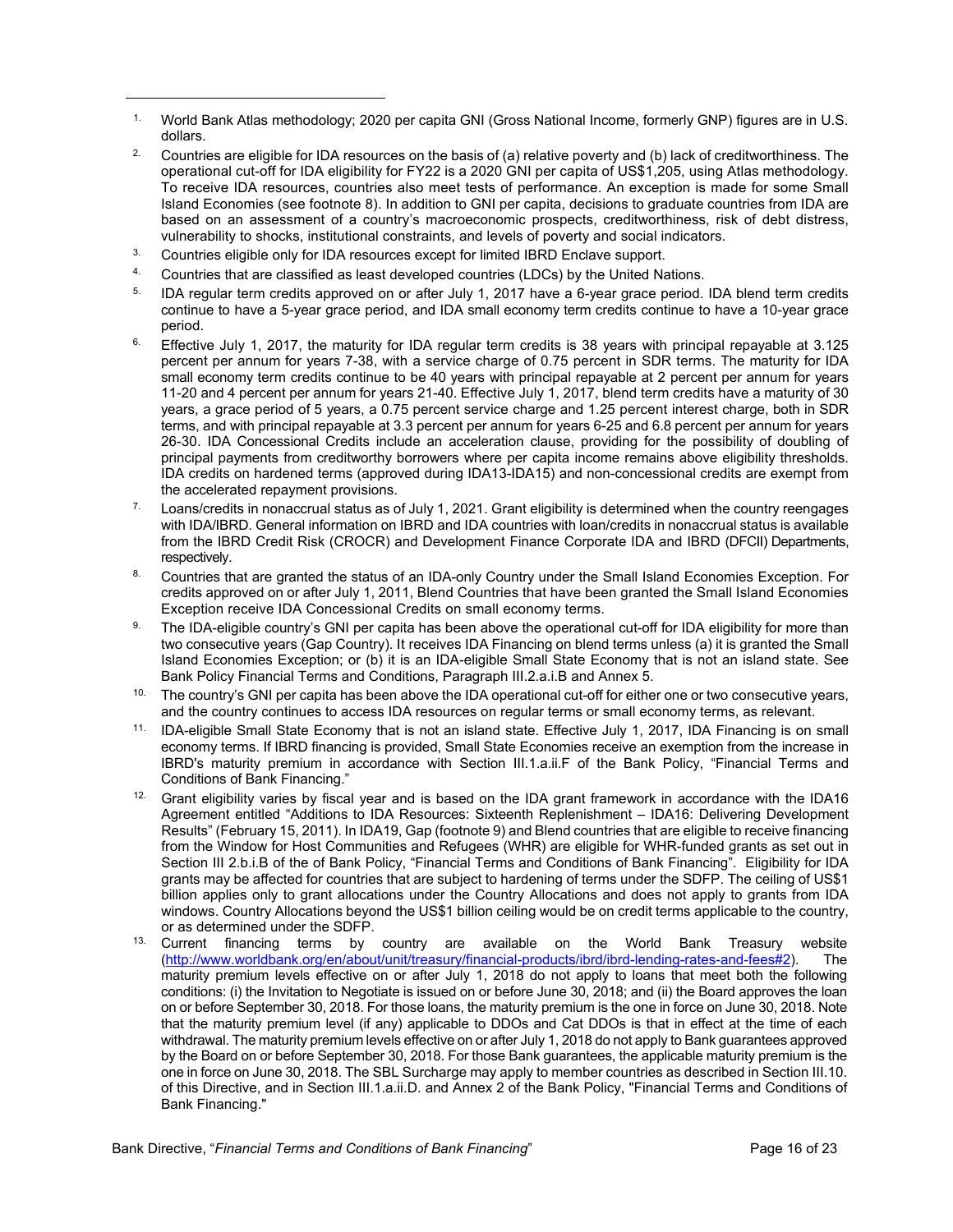1. World Bank Atlas methodology; 2020 per capita GNI (Gross National Income, formerly GNP) figures are in U.S. dollars.
2. Countries are eligible for IDA resources on the basis of (a) relative poverty and (b) lack of creditworthiness. The operational cut-off for IDA eligibility for FY22 is a 2020 GNI per capita of US$1,205, using Atlas methodology. To receive IDA resources, countries also meet tests of performance. An exception is made for some Small Island Economies (see footnote 8). In addition to GNI per capita, decisions to graduate countries from IDA are based on an assessment of a country's macroeconomic prospects, creditworthiness, risk of debt distress, vulnerability to shocks, institutional constraints, and levels of poverty and social indicators.
3. Countries eligible only for IDA resources except for limited IBRD Enclave support.
4. Countries that are classified as least developed countries (LDCs) by the United Nations.
5. IDA regular term credits approved on or after July 1, 2017 have a 6-year grace period. IDA blend term credits continue to have a 5-year grace period, and IDA small economy term credits continue to have a 10-year grace period.
6. Effective July 1, 2017, the maturity for IDA regular term credits is 38 years with principal repayable at 3.125 percent per annum for years 7-38, with a service charge of 0.75 percent in SDR terms. The maturity for IDA small economy term credits continue to be 40 years with principal repayable at 2 percent per annum for years 11-20 and 4 percent per annum for years 21-40. Effective July 1, 2017, blend term credits have a maturity of 30 years, a grace period of 5 years, a 0.75 percent service charge and 1.25 percent interest charge, both in SDR terms, and with principal repayable at 3.3 percent per annum for years 6-25 and 6.8 percent per annum for years 26-30. IDA Concessional Credits include an acceleration clause, providing for the possibility of doubling of principal payments from creditworthy borrowers where per capita income remains above eligibility thresholds. IDA credits on hardened terms (approved during IDA13-IDA15) and non-concessional credits are exempt from the accelerated repayment provisions.
7. Loans/credits in nonaccrual status as of July 1, 2021. Grant eligibility is determined when the country reengages with IDA/IBRD. General information on IBRD and IDA countries with loan/credits in nonaccrual status is available from the IBRD Credit Risk (CROCR) and Development Finance Corporate IDA and IBRD (DFCII) Departments, respectively.
8. Countries that are granted the status of an IDA-only Country under the Small Island Economies Exception. For credits approved on or after July 1, 2011, Blend Countries that have been granted the Small Island Economies Exception receive IDA Concessional Credits on small economy terms.
9. The IDA-eligible country's GNI per capita has been above the operational cut-off for IDA eligibility for more than two consecutive years (Gap Country). It receives IDA Financing on blend terms unless (a) it is granted the Small Island Economies Exception; or (b) it is an IDA-eligible Small State Economy that is not an island state. See Bank Policy Financial Terms and Conditions, Paragraph III.2.a.i.B and Annex 5.
10. The country's GNI per capita has been above the IDA operational cut-off for either one or two consecutive years, and the country continues to access IDA resources on regular terms or small economy terms, as relevant.
11. IDA-eligible Small State Economy that is not an island state. Effective July 1, 2017, IDA Financing is on small economy terms. If IBRD financing is provided, Small State Economies receive an exemption from the increase in IBRD's maturity premium in accordance with Section III.1.a.ii.F of the Bank Policy, "Financial Terms and Conditions of Bank Financing."
12. Grant eligibility varies by fiscal year and is based on the IDA grant framework in accordance with the IDA16 Agreement entitled "Additions to IDA Resources: Sixteenth Replenishment – IDA16: Delivering Development Results" (February 15, 2011). In IDA19, Gap (footnote 9) and Blend countries that are eligible to receive financing from the Window for Host Communities and Refugees (WHR) are eligible for WHR-funded grants as set out in Section III 2.b.i.B of the of Bank Policy, "Financial Terms and Conditions of Bank Financing". Eligibility for IDA grants may be affected for countries that are subject to hardening of terms under the SDFP. The ceiling of US$1 billion applies only to grant allocations under the Country Allocations and does not apply to grants from IDA windows. Country Allocations beyond the US$1 billion ceiling would be on credit terms applicable to the country, or as determined under the SDFP.
13. Current financing terms by country are available on the World Bank Treasury website (http://www.worldbank.org/en/about/unit/treasury/financial-products/ibrd/ibrd-lending-rates-and-fees#2). The maturity premium levels effective on or after July 1, 2018 do not apply to loans that meet both the following conditions: (i) the Invitation to Negotiate is issued on or before June 30, 2018; and (ii) the Board approves the loan on or before September 30, 2018. For those loans, the maturity premium is the one in force on June 30, 2018. Note that the maturity premium level (if any) applicable to DDOs and Cat DDOs is that in effect at the time of each withdrawal. The maturity premium levels effective on or after July 1, 2018 do not apply to Bank guarantees approved by the Board on or before September 30, 2018. For those Bank guarantees, the applicable maturity premium is the one in force on June 30, 2018. The SBL Surcharge may apply to member countries as described in Section III.10. of this Directive, and in Section III.1.a.ii.D. and Annex 2 of the Bank Policy, "Financial Terms and Conditions of Bank Financing."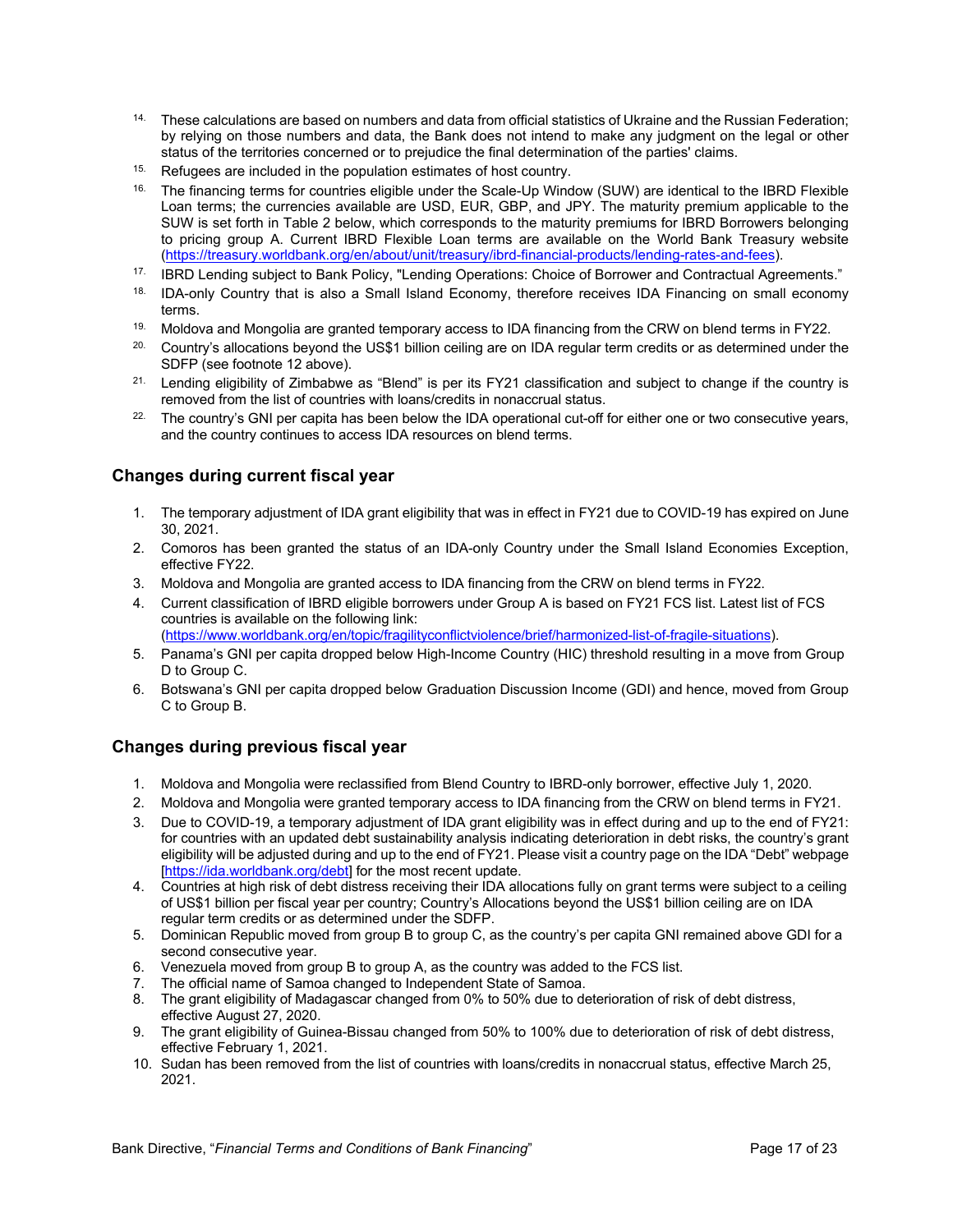[14] These calculations are based on numbers and data from official statistics of Ukraine and the Russian Federation; by relying on those numbers and data, the Bank does not intend to make any judgment on the legal or other status of the territories concerned or to prejudice the final determination of the parties' claims.

[15] Refugees are included in the population estimates of host country.

[16] The financing terms for countries eligible under the Scale-Up Window (SUW) are identical to the IBRD Flexible Loan terms; the currencies available are USD, EUR, GBP, and JPY. The maturity premium applicable to the SUW is set forth in Table 2 below, which corresponds to the maturity premiums for IBRD Borrowers belonging to pricing group A. Current IBRD Flexible Loan terms are available on the World Bank Treasury website (https://treasury.worldbank.org/en/about/unit/treasury/ibrd-financial-products/lending-rates-and-fees).

[17] IBRD Lending subject to Bank Policy, "Lending Operations: Choice of Borrower and Contractual Agreements."

[18] IDA-only Country that is also a Small Island Economy, therefore receives IDA Financing on small economy terms.

[19] Moldova and Mongolia are granted temporary access to IDA financing from the CRW on blend terms in FY22.

[20] Country's allocations beyond the US$1 billion ceiling are on IDA regular term credits or as determined under the SDFP (see footnote 12 above).

[21] Lending eligibility of Zimbabwe as "Blend" is per its FY21 classification and subject to change if the country is removed from the list of countries with loans/credits in nonaccrual status.

[22] The country's GNI per capita has been below the IDA operational cut-off for either one or two consecutive years, and the country continues to access IDA resources on blend terms.

## Changes during current fiscal year

1. The temporary adjustment of IDA grant eligibility that was in effect in FY21 due to COVID-19 has expired on June 30, 2021.
2. Comoros has been granted the status of an IDA-only Country under the Small Island Economies Exception, effective FY22.
3. Moldova and Mongolia are granted access to IDA financing from the CRW on blend terms in FY22.
4. Current classification of IBRD eligible borrowers under Group A is based on FY21 FCS list. Latest list of FCS countries is available on the following link: (https://www.worldbank.org/en/topic/fragilityconflictviolence/brief/harmonized-list-of-fragile-situations).
5. Panama's GNI per capita dropped below High-Income Country (HIC) threshold resulting in a move from Group D to Group C.
6. Botswana's GNI per capita dropped below Graduation Discussion Income (GDI) and hence, moved from Group C to Group B.

## Changes during previous fiscal year

1. Moldova and Mongolia were reclassified from Blend Country to IBRD-only borrower, effective July 1, 2020.
2. Moldova and Mongolia were granted temporary access to IDA financing from the CRW on blend terms in FY21.
3. Due to COVID-19, a temporary adjustment of IDA grant eligibility was in effect during and up to the end of FY21: for countries with an updated debt sustainability analysis indicating deterioration in debt risks, the country's grant eligibility will be adjusted during and up to the end of FY21. Please visit a country page on the IDA "Debt" webpage [https://ida.worldbank.org/debt] for the most recent update.
4. Countries at high risk of debt distress receiving their IDA allocations fully on grant terms were subject to a ceiling of US$1 billion per fiscal year per country; Country's Allocations beyond the US$1 billion ceiling are on IDA regular term credits or as determined under the SDFP.
5. Dominican Republic moved from group B to group C, as the country's per capita GNI remained above GDI for a second consecutive year.
6. Venezuela moved from group B to group A, as the country was added to the FCS list.
7. The official name of Samoa changed to Independent State of Samoa.
8. The grant eligibility of Madagascar changed from 0% to 50% due to deterioration of risk of debt distress, effective August 27, 2020.
9. The grant eligibility of Guinea-Bissau changed from 50% to 100% due to deterioration of risk of debt distress, effective February 1, 2021.
10. Sudan has been removed from the list of countries with loans/credits in nonaccrual status, effective March 25, 2021.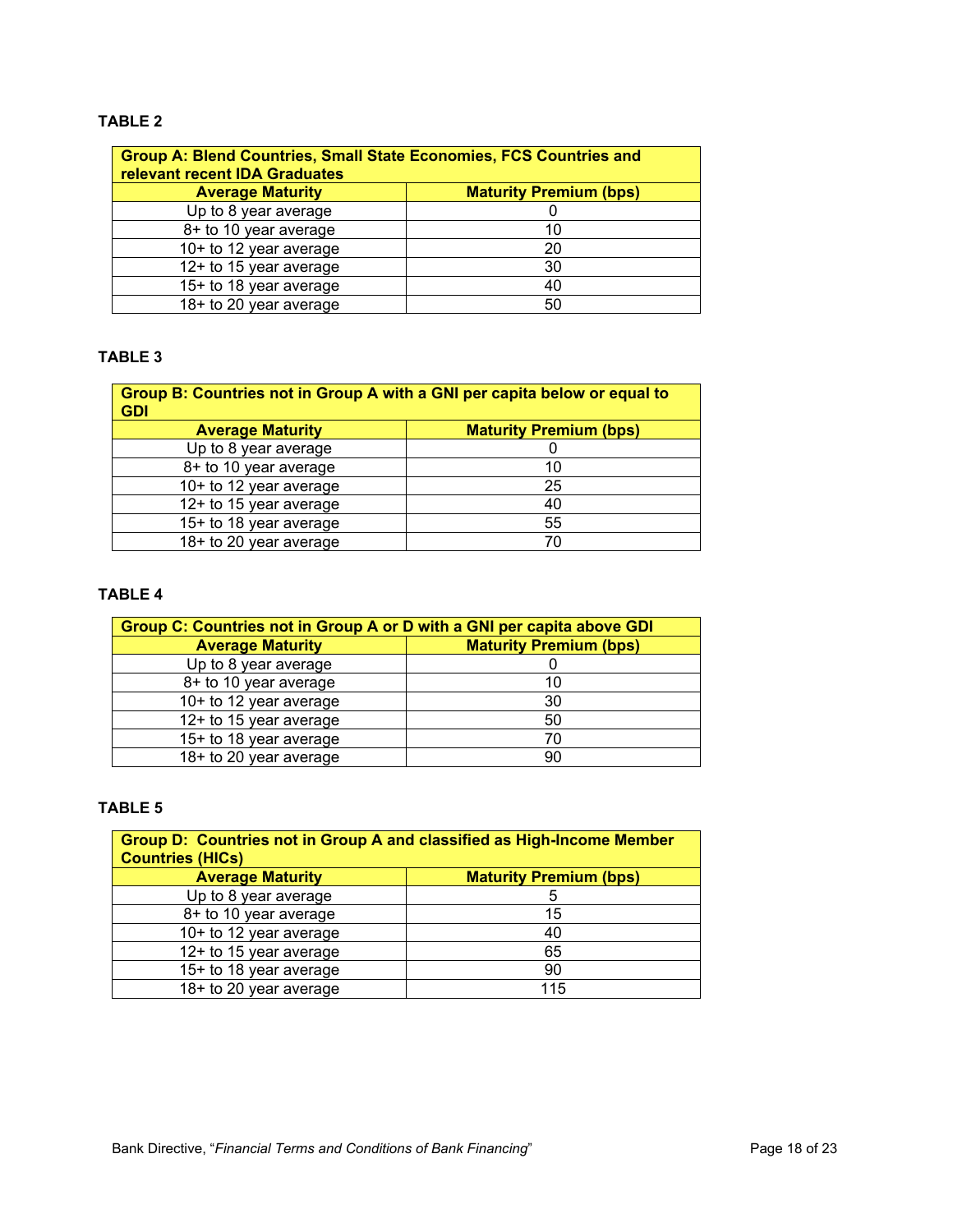**TABLE 2**

| Group A: Blend Countries, Small State Economies, FCS Countries and relevant recent IDA Graduates | |
|---|---|
| **Average Maturity** | **Maturity Premium (bps)** |
| Up to 8 year average | 0 |
| 8+ to 10 year average | 10 |
| 10+ to 12 year average | 20 |
| 12+ to 15 year average | 30 |
| 15+ to 18 year average | 40 |
| 18+ to 20 year average | 50 |

**TABLE 3**

| Group B: Countries not in Group A with a GNI per capita below or equal to GDI | |
|---|---|
| **Average Maturity** | **Maturity Premium (bps)** |
| Up to 8 year average | 0 |
| 8+ to 10 year average | 10 |
| 10+ to 12 year average | 25 |
| 12+ to 15 year average | 40 |
| 15+ to 18 year average | 55 |
| 18+ to 20 year average | 70 |

**TABLE 4**

| Group C: Countries not in Group A or D with a GNI per capita above GDI | |
|---|---|
| **Average Maturity** | **Maturity Premium (bps)** |
| Up to 8 year average | 0 |
| 8+ to 10 year average | 10 |
| 10+ to 12 year average | 30 |
| 12+ to 15 year average | 50 |
| 15+ to 18 year average | 70 |
| 18+ to 20 year average | 90 |

**TABLE 5**

| Group D: Countries not in Group A and classified as High-Income Member Countries (HICs) | |
|---|---|
| **Average Maturity** | **Maturity Premium (bps)** |
| Up to 8 year average | 5 |
| 8+ to 10 year average | 15 |
| 10+ to 12 year average | 40 |
| 12+ to 15 year average | 65 |
| 15+ to 18 year average | 90 |
| 18+ to 20 year average | 115 |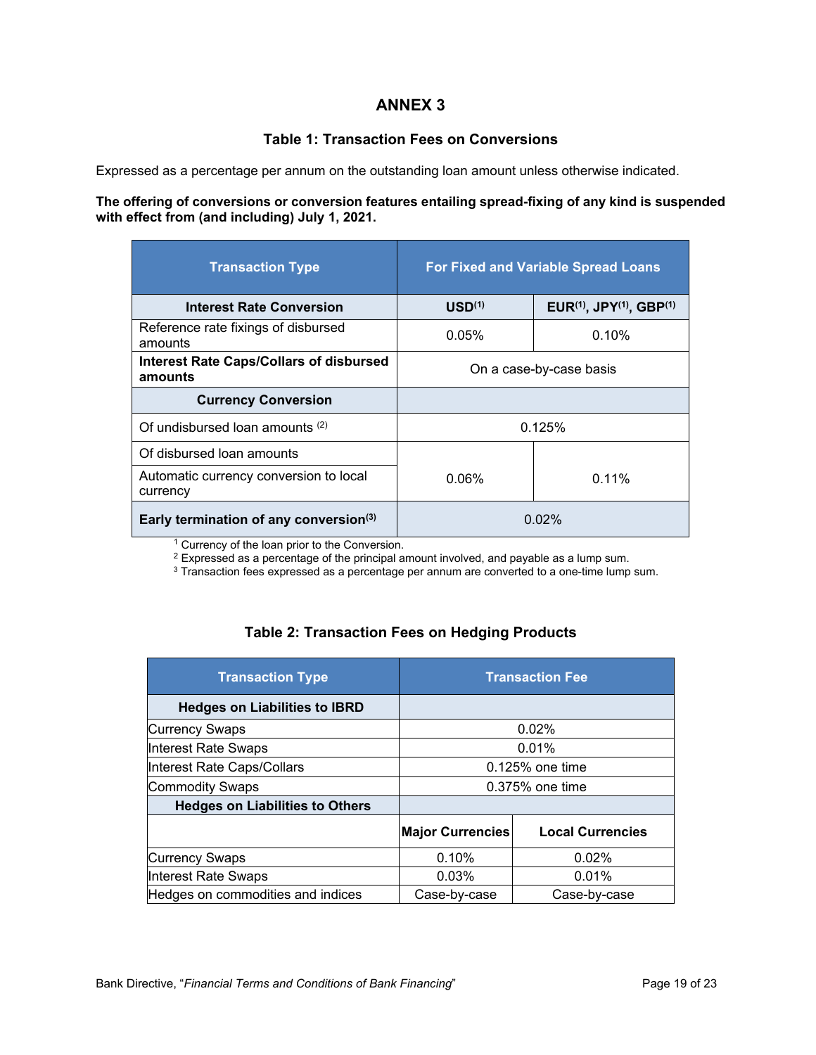# ANNEX 3

### Table 1: Transaction Fees on Conversions

Expressed as a percentage per annum on the outstanding loan amount unless otherwise indicated.

**The offering of conversions or conversion features entailing spread-fixing of any kind is suspended with effect from (and including) July 1, 2021.**

| Transaction Type | For Fixed and Variable Spread Loans | |
|---|---|---|
| **Interest Rate Conversion** | **USD[1]** | **EUR[1], JPY[1], GBP[1]** |
| Reference rate fixings of disbursed amounts | 0.05% | 0.10% |
| **Interest Rate Caps/Collars of disbursed amounts** | On a case-by-case basis | |
| **Currency Conversion** | | |
| Of undisbursed loan amounts [2] | 0.125% | |
| Of disbursed loan amounts | 0.06% | 0.11% |
| Automatic currency conversion to local currency | 0.06% | 0.11% |
| **Early termination of any conversion[3]** | 0.02% | |

[1] Currency of the loan prior to the Conversion.
[2] Expressed as a percentage of the principal amount involved, and payable as a lump sum.
[3] Transaction fees expressed as a percentage per annum are converted to a one-time lump sum.

### Table 2: Transaction Fees on Hedging Products

| Transaction Type | Transaction Fee | |
|---|---|---|
| **Hedges on Liabilities to IBRD** | | |
| Currency Swaps | 0.02% | |
| Interest Rate Swaps | 0.01% | |
| Interest Rate Caps/Collars | 0.125% one time | |
| Commodity Swaps | 0.375% one time | |
| **Hedges on Liabilities to Others** | | |
| | **Major Currencies** | **Local Currencies** |
| Currency Swaps | 0.10% | 0.02% |
| Interest Rate Swaps | 0.03% | 0.01% |
| Hedges on commodities and indices | Case-by-case | Case-by-case |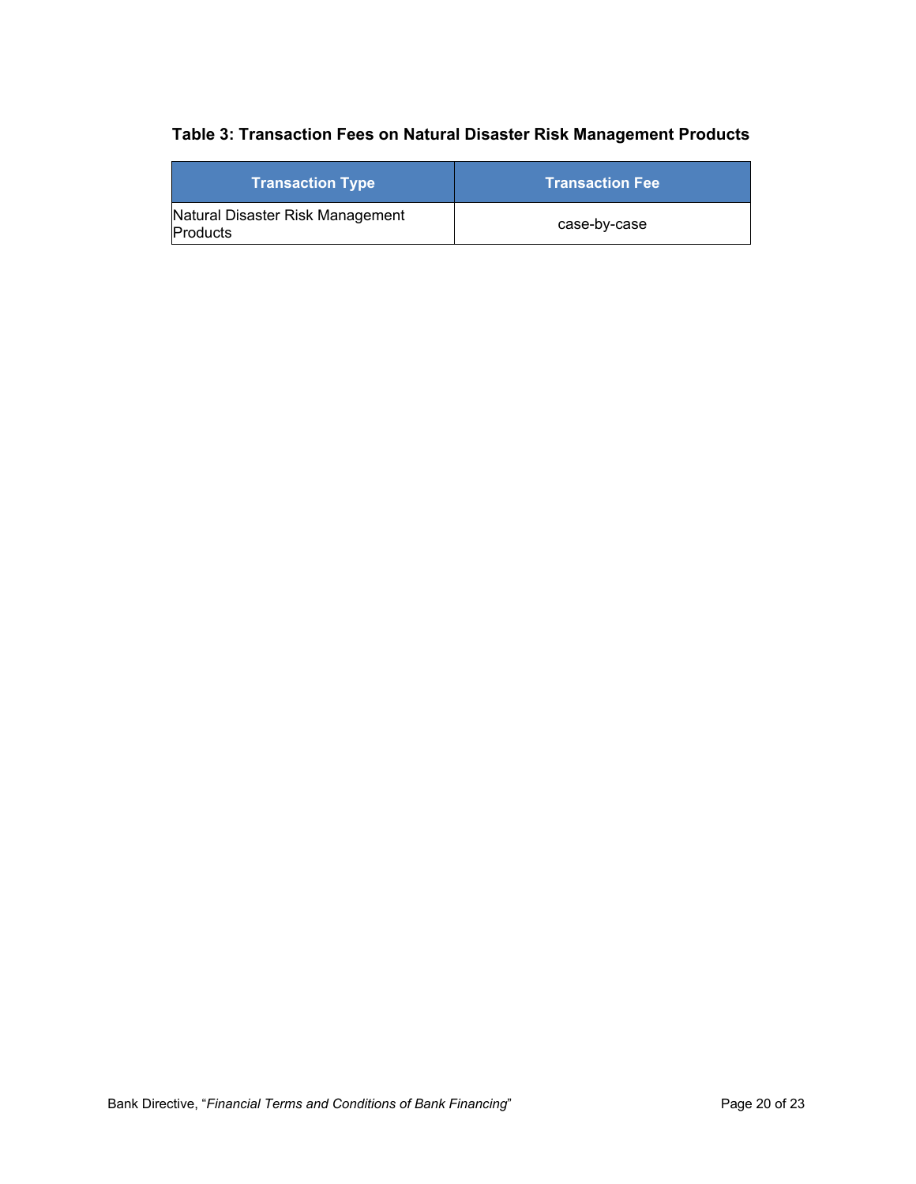**Table 3: Transaction Fees on Natural Disaster Risk Management Products**

| Transaction Type | Transaction Fee |
| --- | --- |
| Natural Disaster Risk Management Products | case-by-case |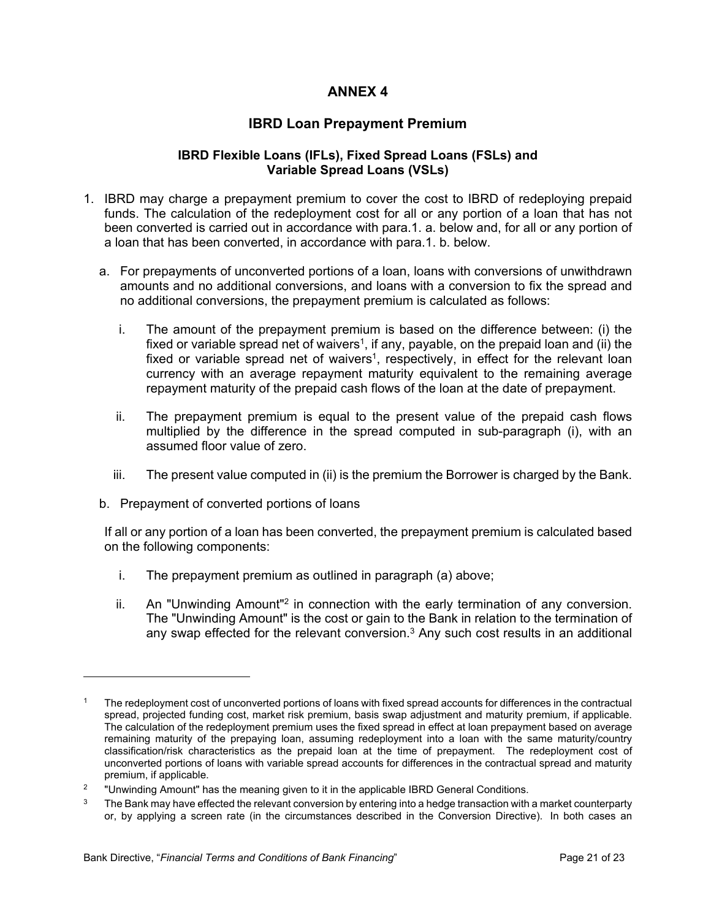# ANNEX 4

## IBRD Loan Prepayment Premium

### IBRD Flexible Loans (IFLs), Fixed Spread Loans (FSLs) and Variable Spread Loans (VSLs)

1. IBRD may charge a prepayment premium to cover the cost to IBRD of redeploying prepaid funds. The calculation of the redeployment cost for all or any portion of a loan that has not been converted is carried out in accordance with para.1. a. below and, for all or any portion of a loan that has been converted, in accordance with para.1. b. below.

   a. For prepayments of unconverted portions of a loan, loans with conversions of unwithdrawn amounts and no additional conversions, and loans with a conversion to fix the spread and no additional conversions, the prepayment premium is calculated as follows:

      i. The amount of the prepayment premium is based on the difference between: (i) the fixed or variable spread net of waivers[1], if any, payable, on the prepaid loan and (ii) the fixed or variable spread net of waivers[1], respectively, in effect for the relevant loan currency with an average repayment maturity equivalent to the remaining average repayment maturity of the prepaid cash flows of the loan at the date of prepayment.

      ii. The prepayment premium is equal to the present value of the prepaid cash flows multiplied by the difference in the spread computed in sub-paragraph (i), with an assumed floor value of zero.

      iii. The present value computed in (ii) is the premium the Borrower is charged by the Bank.

   b. Prepayment of converted portions of loans

      If all or any portion of a loan has been converted, the prepayment premium is calculated based on the following components:

      i. The prepayment premium as outlined in paragraph (a) above;

      ii. An "Unwinding Amount"[2] in connection with the early termination of any conversion. The "Unwinding Amount" is the cost or gain to the Bank in relation to the termination of any swap effected for the relevant conversion.[3] Any such cost results in an additional

---

[1] The redeployment cost of unconverted portions of loans with fixed spread accounts for differences in the contractual spread, projected funding cost, market risk premium, basis swap adjustment and maturity premium, if applicable. The calculation of the redeployment premium uses the fixed spread in effect at loan prepayment based on average remaining maturity of the prepaying loan, assuming redeployment into a loan with the same maturity/country classification/risk characteristics as the prepaid loan at the time of prepayment. The redeployment cost of unconverted portions of loans with variable spread accounts for differences in the contractual spread and maturity premium, if applicable.

[2] "Unwinding Amount" has the meaning given to it in the applicable IBRD General Conditions.

[3] The Bank may have effected the relevant conversion by entering into a hedge transaction with a market counterparty or, by applying a screen rate (in the circumstances described in the Conversion Directive). In both cases an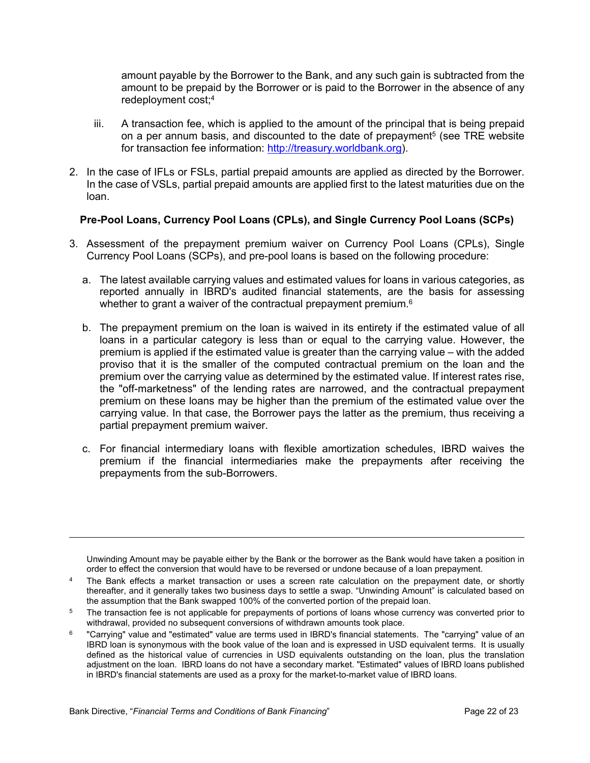amount payable by the Borrower to the Bank, and any such gain is subtracted from the amount to be prepaid by the Borrower or is paid to the Borrower in the absence of any redeployment cost;[4]

iii. A transaction fee, which is applied to the amount of the principal that is being prepaid on a per annum basis, and discounted to the date of prepayment[5] (see TRE website for transaction fee information: http://treasury.worldbank.org).

2. In the case of IFLs or FSLs, partial prepaid amounts are applied as directed by the Borrower. In the case of VSLs, partial prepaid amounts are applied first to the latest maturities due on the loan.

**Pre-Pool Loans, Currency Pool Loans (CPLs), and Single Currency Pool Loans (SCPs)**

3. Assessment of the prepayment premium waiver on Currency Pool Loans (CPLs), Single Currency Pool Loans (SCPs), and pre-pool loans is based on the following procedure:

   a. The latest available carrying values and estimated values for loans in various categories, as reported annually in IBRD's audited financial statements, are the basis for assessing whether to grant a waiver of the contractual prepayment premium.[6]

   b. The prepayment premium on the loan is waived in its entirety if the estimated value of all loans in a particular category is less than or equal to the carrying value. However, the premium is applied if the estimated value is greater than the carrying value – with the added proviso that it is the smaller of the computed contractual premium on the loan and the premium over the carrying value as determined by the estimated value. If interest rates rise, the "off-marketness" of the lending rates are narrowed, and the contractual prepayment premium on these loans may be higher than the premium of the estimated value over the carrying value. In that case, the Borrower pays the latter as the premium, thus receiving a partial prepayment premium waiver.

   c. For financial intermediary loans with flexible amortization schedules, IBRD waives the premium if the financial intermediaries make the prepayments after receiving the prepayments from the sub-Borrowers.

---

Unwinding Amount may be payable either by the Bank or the borrower as the Bank would have taken a position in order to effect the conversion that would have to be reversed or undone because of a loan prepayment.

[4] The Bank effects a market transaction or uses a screen rate calculation on the prepayment date, or shortly thereafter, and it generally takes two business days to settle a swap. "Unwinding Amount" is calculated based on the assumption that the Bank swapped 100% of the converted portion of the prepaid loan.

[5] The transaction fee is not applicable for prepayments of portions of loans whose currency was converted prior to withdrawal, provided no subsequent conversions of withdrawn amounts took place.

[6] "Carrying" value and "estimated" value are terms used in IBRD's financial statements. The "carrying" value of an IBRD loan is synonymous with the book value of the loan and is expressed in USD equivalent terms. It is usually defined as the historical value of currencies in USD equivalents outstanding on the loan, plus the translation adjustment on the loan. IBRD loans do not have a secondary market. "Estimated" values of IBRD loans published in IBRD's financial statements are used as a proxy for the market-to-market value of IBRD loans.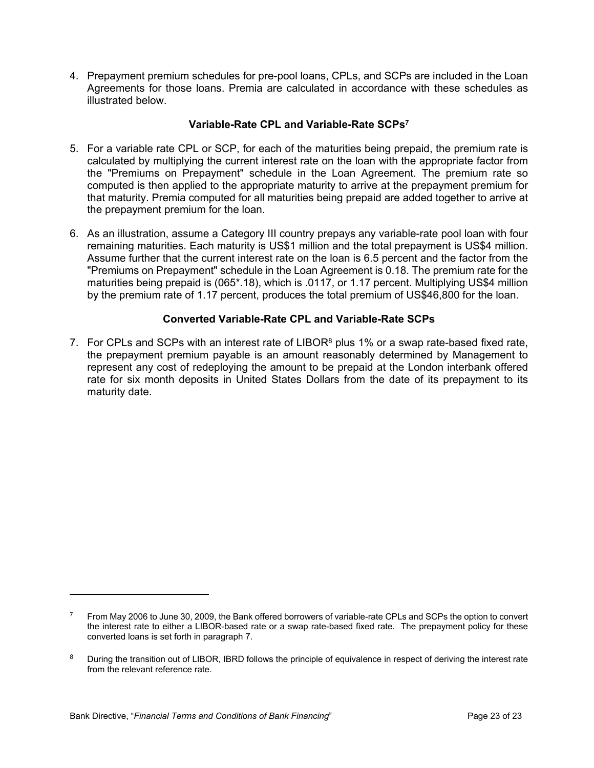4. Prepayment premium schedules for pre-pool loans, CPLs, and SCPs are included in the Loan Agreements for those loans. Premia are calculated in accordance with these schedules as illustrated below.

### Variable-Rate CPL and Variable-Rate SCPs[7]

5. For a variable rate CPL or SCP, for each of the maturities being prepaid, the premium rate is calculated by multiplying the current interest rate on the loan with the appropriate factor from the "Premiums on Prepayment" schedule in the Loan Agreement. The premium rate so computed is then applied to the appropriate maturity to arrive at the prepayment premium for that maturity. Premia computed for all maturities being prepaid are added together to arrive at the prepayment premium for the loan.

6. As an illustration, assume a Category III country prepays any variable-rate pool loan with four remaining maturities. Each maturity is US$1 million and the total prepayment is US$4 million. Assume further that the current interest rate on the loan is 6.5 percent and the factor from the "Premiums on Prepayment" schedule in the Loan Agreement is 0.18. The premium rate for the maturities being prepaid is (065*.18), which is .0117, or 1.17 percent. Multiplying US$4 million by the premium rate of 1.17 percent, produces the total premium of US$46,800 for the loan.

### Converted Variable-Rate CPL and Variable-Rate SCPs

7. For CPLs and SCPs with an interest rate of LIBOR[8] plus 1% or a swap rate-based fixed rate, the prepayment premium payable is an amount reasonably determined by Management to represent any cost of redeploying the amount to be prepaid at the London interbank offered rate for six month deposits in United States Dollars from the date of its prepayment to its maturity date.

---

[7] From May 2006 to June 30, 2009, the Bank offered borrowers of variable-rate CPLs and SCPs the option to convert the interest rate to either a LIBOR-based rate or a swap rate-based fixed rate. The prepayment policy for these converted loans is set forth in paragraph 7.

[8] During the transition out of LIBOR, IBRD follows the principle of equivalence in respect of deriving the interest rate from the relevant reference rate.